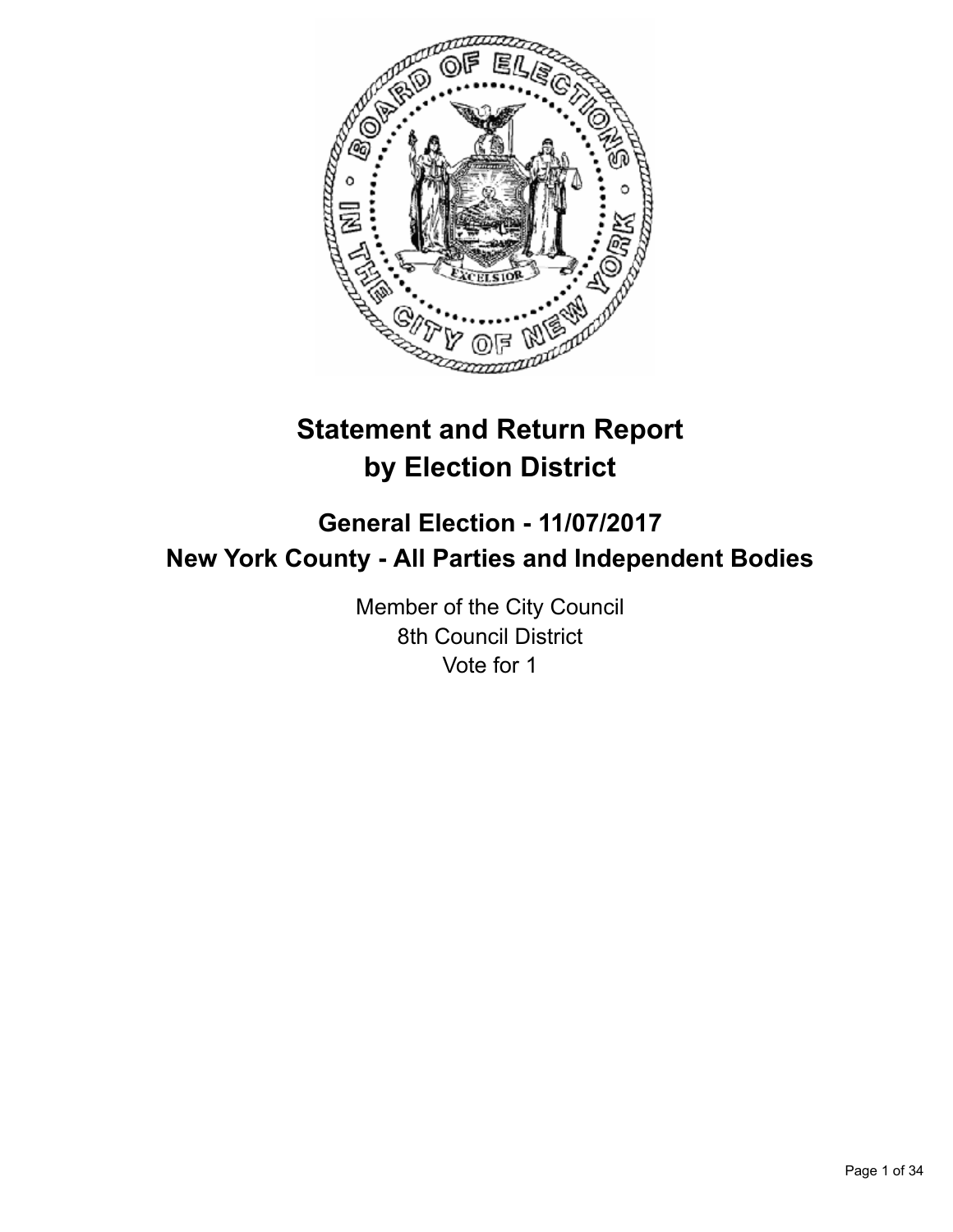# Statement and Return Report by Election District

## General Election - 11/07/2017
## New York County - All Parties and Independent Bodies

Member of the City Council
8th Council District
Vote for 1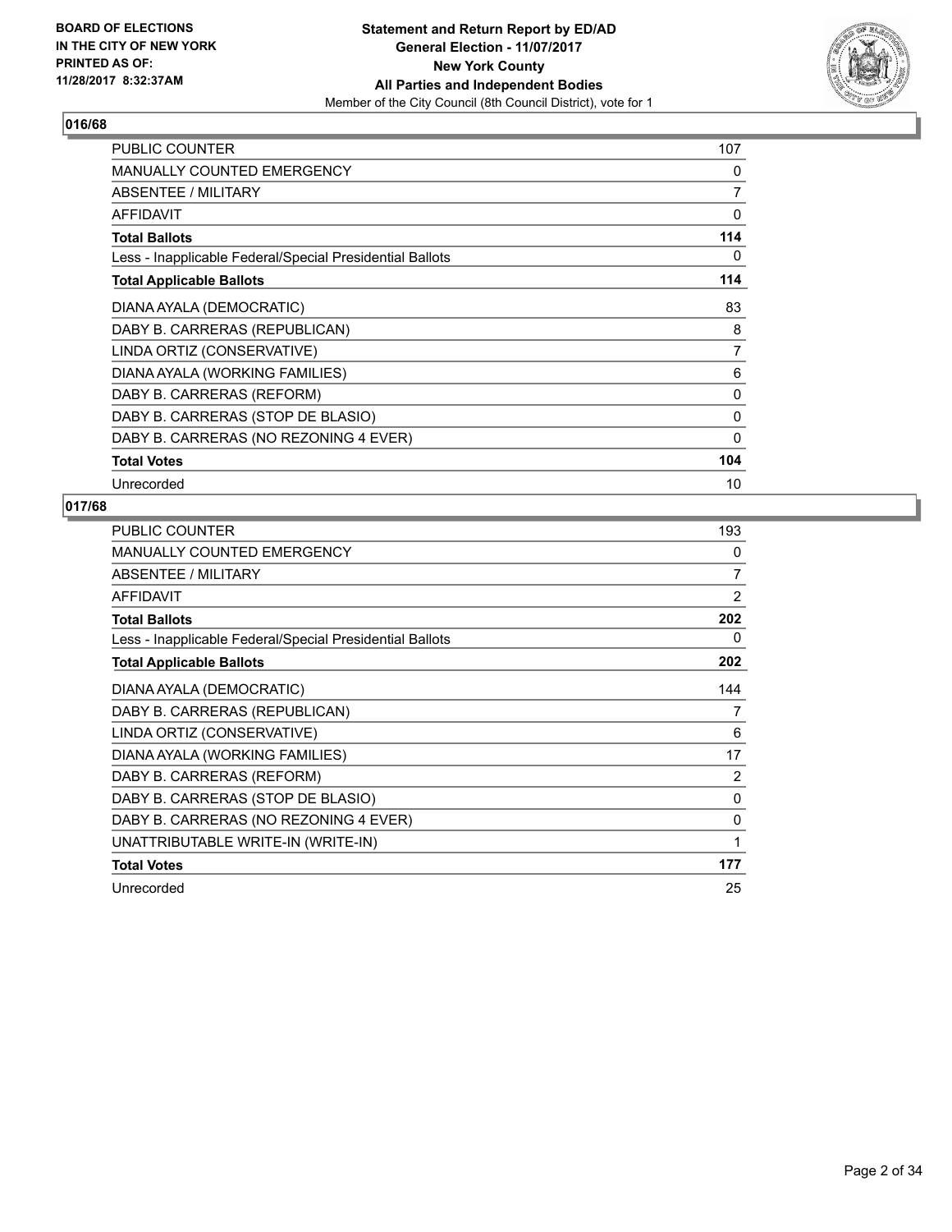BOARD OF ELECTIONS
IN THE CITY OF NEW YORK
PRINTED AS OF:
11/28/2017 8:32:37AM

**Statement and Return Report by ED/AD**
**General Election - 11/07/2017**
**New York County**
**All Parties and Independent Bodies**
Member of the City Council (8th Council District), vote for 1

## 016/68

| | |
|---|---|
| PUBLIC COUNTER | 107 |
| MANUALLY COUNTED EMERGENCY | 0 |
| ABSENTEE / MILITARY | 7 |
| AFFIDAVIT | 0 |
| **Total Ballots** | **114** |
| Less - Inapplicable Federal/Special Presidential Ballots | 0 |
| **Total Applicable Ballots** | **114** |
| DIANA AYALA (DEMOCRATIC) | 83 |
| DABY B. CARRERAS (REPUBLICAN) | 8 |
| LINDA ORTIZ (CONSERVATIVE) | 7 |
| DIANA AYALA (WORKING FAMILIES) | 6 |
| DABY B. CARRERAS (REFORM) | 0 |
| DABY B. CARRERAS (STOP DE BLASIO) | 0 |
| DABY B. CARRERAS (NO REZONING 4 EVER) | 0 |
| **Total Votes** | **104** |
| Unrecorded | 10 |

## 017/68

| | |
|---|---|
| PUBLIC COUNTER | 193 |
| MANUALLY COUNTED EMERGENCY | 0 |
| ABSENTEE / MILITARY | 7 |
| AFFIDAVIT | 2 |
| **Total Ballots** | **202** |
| Less - Inapplicable Federal/Special Presidential Ballots | 0 |
| **Total Applicable Ballots** | **202** |
| DIANA AYALA (DEMOCRATIC) | 144 |
| DABY B. CARRERAS (REPUBLICAN) | 7 |
| LINDA ORTIZ (CONSERVATIVE) | 6 |
| DIANA AYALA (WORKING FAMILIES) | 17 |
| DABY B. CARRERAS (REFORM) | 2 |
| DABY B. CARRERAS (STOP DE BLASIO) | 0 |
| DABY B. CARRERAS (NO REZONING 4 EVER) | 0 |
| UNATTRIBUTABLE WRITE-IN (WRITE-IN) | 1 |
| **Total Votes** | **177** |
| Unrecorded | 25 |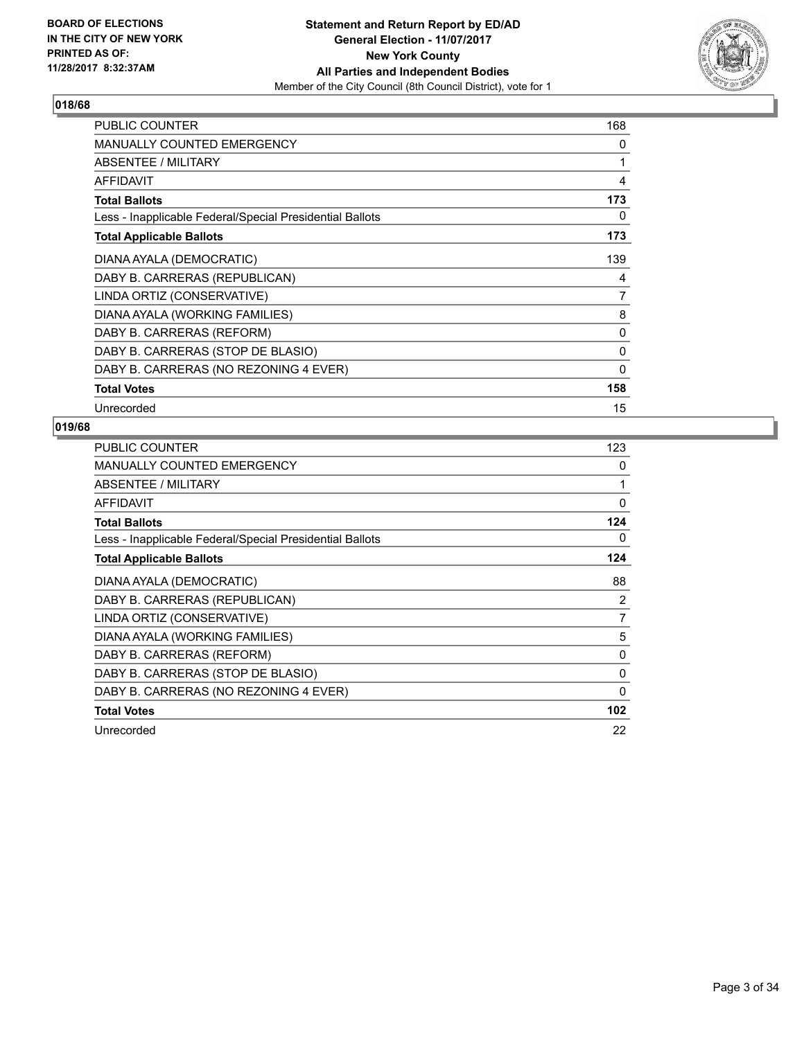BOARD OF ELECTIONS
IN THE CITY OF NEW YORK
PRINTED AS OF:
11/28/2017 8:32:37AM

**Statement and Return Report by ED/AD**
**General Election - 11/07/2017**
**New York County**
**All Parties and Independent Bodies**
Member of the City Council (8th Council District), vote for 1

### 018/68

| | |
|---|---|
| PUBLIC COUNTER | 168 |
| MANUALLY COUNTED EMERGENCY | 0 |
| ABSENTEE / MILITARY | 1 |
| AFFIDAVIT | 4 |
| **Total Ballots** | **173** |
| Less - Inapplicable Federal/Special Presidential Ballots | 0 |
| **Total Applicable Ballots** | **173** |
| DIANA AYALA (DEMOCRATIC) | 139 |
| DABY B. CARRERAS (REPUBLICAN) | 4 |
| LINDA ORTIZ (CONSERVATIVE) | 7 |
| DIANA AYALA (WORKING FAMILIES) | 8 |
| DABY B. CARRERAS (REFORM) | 0 |
| DABY B. CARRERAS (STOP DE BLASIO) | 0 |
| DABY B. CARRERAS (NO REZONING 4 EVER) | 0 |
| **Total Votes** | **158** |
| Unrecorded | 15 |

### 019/68

| | |
|---|---|
| PUBLIC COUNTER | 123 |
| MANUALLY COUNTED EMERGENCY | 0 |
| ABSENTEE / MILITARY | 1 |
| AFFIDAVIT | 0 |
| **Total Ballots** | **124** |
| Less - Inapplicable Federal/Special Presidential Ballots | 0 |
| **Total Applicable Ballots** | **124** |
| DIANA AYALA (DEMOCRATIC) | 88 |
| DABY B. CARRERAS (REPUBLICAN) | 2 |
| LINDA ORTIZ (CONSERVATIVE) | 7 |
| DIANA AYALA (WORKING FAMILIES) | 5 |
| DABY B. CARRERAS (REFORM) | 0 |
| DABY B. CARRERAS (STOP DE BLASIO) | 0 |
| DABY B. CARRERAS (NO REZONING 4 EVER) | 0 |
| **Total Votes** | **102** |
| Unrecorded | 22 |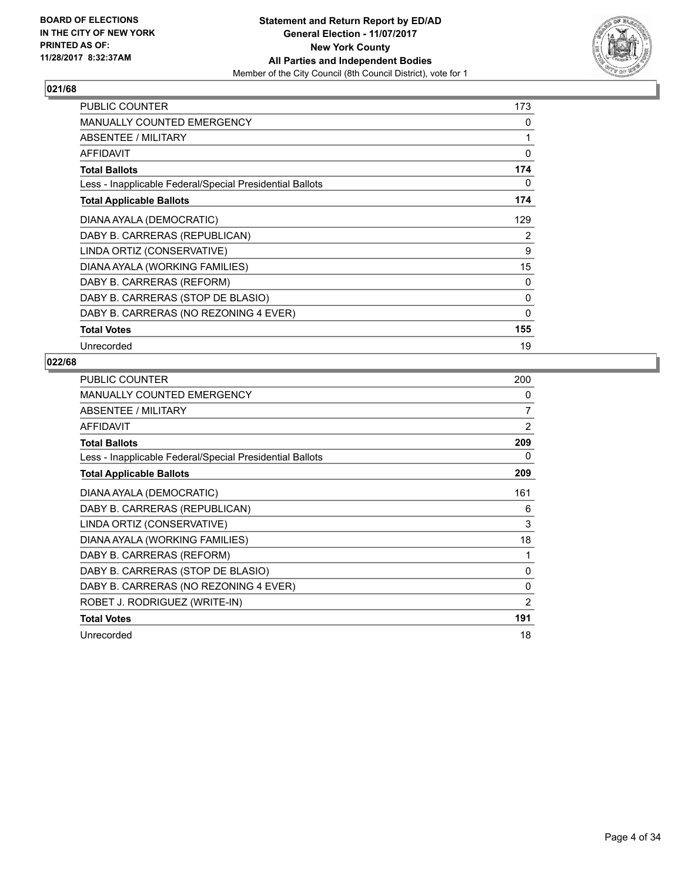BOARD OF ELECTIONS
IN THE CITY OF NEW YORK
PRINTED AS OF:
11/28/2017 8:32:37AM

**Statement and Return Report by ED/AD**
**General Election - 11/07/2017**
**New York County**
**All Parties and Independent Bodies**
Member of the City Council (8th Council District), vote for 1

## 021/68

| | |
|---|---|
| PUBLIC COUNTER | 173 |
| MANUALLY COUNTED EMERGENCY | 0 |
| ABSENTEE / MILITARY | 1 |
| AFFIDAVIT | 0 |
| **Total Ballots** | **174** |
| Less - Inapplicable Federal/Special Presidential Ballots | 0 |
| **Total Applicable Ballots** | **174** |
| DIANA AYALA (DEMOCRATIC) | 129 |
| DABY B. CARRERAS (REPUBLICAN) | 2 |
| LINDA ORTIZ (CONSERVATIVE) | 9 |
| DIANA AYALA (WORKING FAMILIES) | 15 |
| DABY B. CARRERAS (REFORM) | 0 |
| DABY B. CARRERAS (STOP DE BLASIO) | 0 |
| DABY B. CARRERAS (NO REZONING 4 EVER) | 0 |
| **Total Votes** | **155** |
| Unrecorded | 19 |

## 022/68

| | |
|---|---|
| PUBLIC COUNTER | 200 |
| MANUALLY COUNTED EMERGENCY | 0 |
| ABSENTEE / MILITARY | 7 |
| AFFIDAVIT | 2 |
| **Total Ballots** | **209** |
| Less - Inapplicable Federal/Special Presidential Ballots | 0 |
| **Total Applicable Ballots** | **209** |
| DIANA AYALA (DEMOCRATIC) | 161 |
| DABY B. CARRERAS (REPUBLICAN) | 6 |
| LINDA ORTIZ (CONSERVATIVE) | 3 |
| DIANA AYALA (WORKING FAMILIES) | 18 |
| DABY B. CARRERAS (REFORM) | 1 |
| DABY B. CARRERAS (STOP DE BLASIO) | 0 |
| DABY B. CARRERAS (NO REZONING 4 EVER) | 0 |
| ROBET J. RODRIGUEZ (WRITE-IN) | 2 |
| **Total Votes** | **191** |
| Unrecorded | 18 |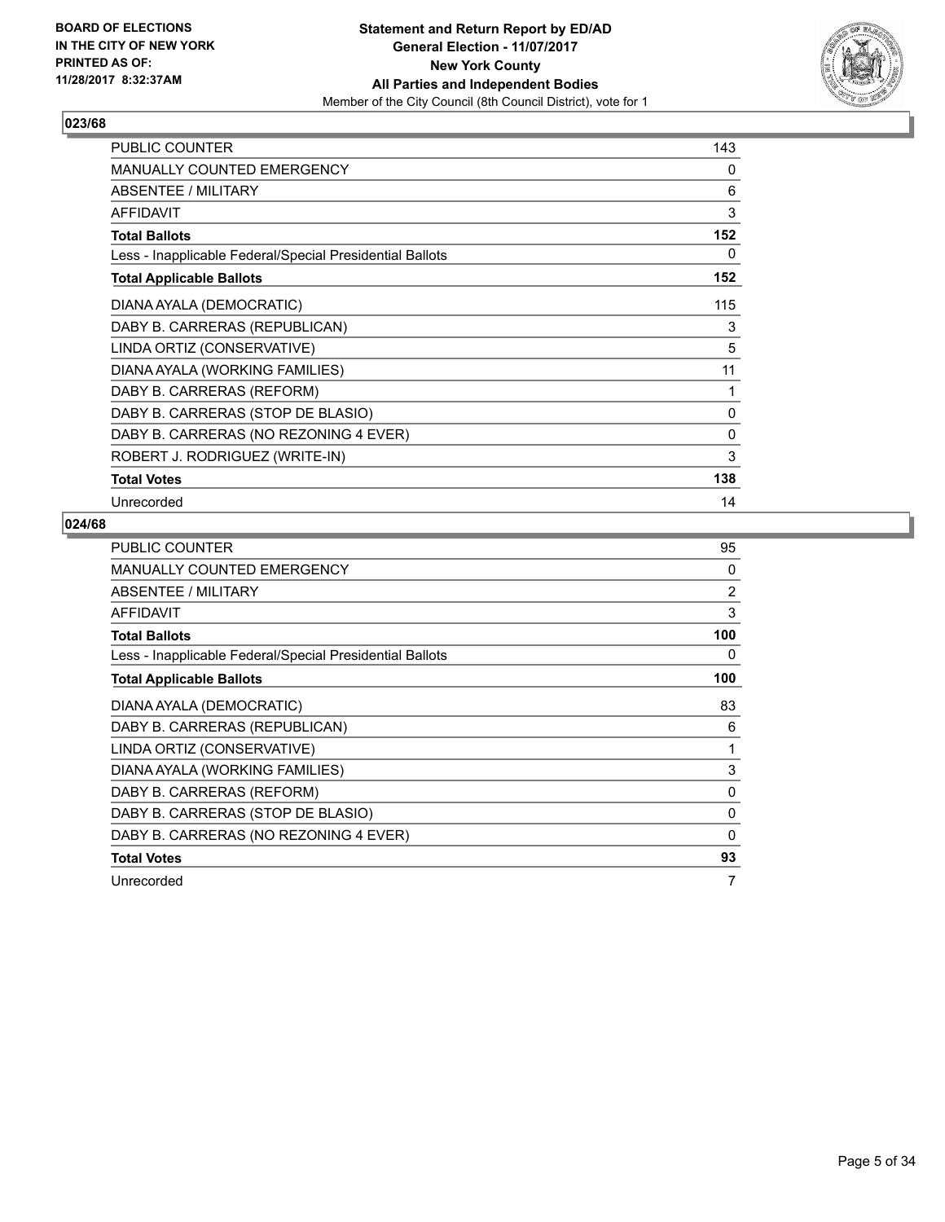BOARD OF ELECTIONS
IN THE CITY OF NEW YORK
PRINTED AS OF:
11/28/2017 8:32:37AM

**Statement and Return Report by ED/AD**
**General Election - 11/07/2017**
**New York County**
**All Parties and Independent Bodies**
Member of the City Council (8th Council District), vote for 1

### 023/68

| | |
|---|---|
| PUBLIC COUNTER | 143 |
| MANUALLY COUNTED EMERGENCY | 0 |
| ABSENTEE / MILITARY | 6 |
| AFFIDAVIT | 3 |
| **Total Ballots** | **152** |
| Less - Inapplicable Federal/Special Presidential Ballots | 0 |
| **Total Applicable Ballots** | **152** |
| DIANA AYALA (DEMOCRATIC) | 115 |
| DABY B. CARRERAS (REPUBLICAN) | 3 |
| LINDA ORTIZ (CONSERVATIVE) | 5 |
| DIANA AYALA (WORKING FAMILIES) | 11 |
| DABY B. CARRERAS (REFORM) | 1 |
| DABY B. CARRERAS (STOP DE BLASIO) | 0 |
| DABY B. CARRERAS (NO REZONING 4 EVER) | 0 |
| ROBERT J. RODRIGUEZ (WRITE-IN) | 3 |
| **Total Votes** | **138** |
| Unrecorded | 14 |

### 024/68

| | |
|---|---|
| PUBLIC COUNTER | 95 |
| MANUALLY COUNTED EMERGENCY | 0 |
| ABSENTEE / MILITARY | 2 |
| AFFIDAVIT | 3 |
| **Total Ballots** | **100** |
| Less - Inapplicable Federal/Special Presidential Ballots | 0 |
| **Total Applicable Ballots** | **100** |
| DIANA AYALA (DEMOCRATIC) | 83 |
| DABY B. CARRERAS (REPUBLICAN) | 6 |
| LINDA ORTIZ (CONSERVATIVE) | 1 |
| DIANA AYALA (WORKING FAMILIES) | 3 |
| DABY B. CARRERAS (REFORM) | 0 |
| DABY B. CARRERAS (STOP DE BLASIO) | 0 |
| DABY B. CARRERAS (NO REZONING 4 EVER) | 0 |
| **Total Votes** | **93** |
| Unrecorded | 7 |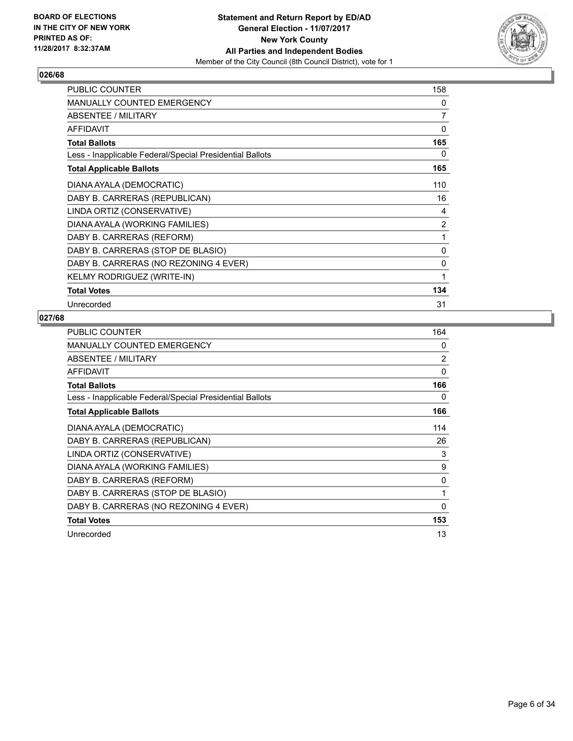BOARD OF ELECTIONS
IN THE CITY OF NEW YORK
PRINTED AS OF:
11/28/2017 8:32:37AM

**Statement and Return Report by ED/AD**
**General Election - 11/07/2017**
**New York County**
**All Parties and Independent Bodies**
Member of the City Council (8th Council District), vote for 1

## 026/68

| | |
|---|---|
| PUBLIC COUNTER | 158 |
| MANUALLY COUNTED EMERGENCY | 0 |
| ABSENTEE / MILITARY | 7 |
| AFFIDAVIT | 0 |
| **Total Ballots** | **165** |
| Less - Inapplicable Federal/Special Presidential Ballots | 0 |
| **Total Applicable Ballots** | **165** |
| DIANA AYALA (DEMOCRATIC) | 110 |
| DABY B. CARRERAS (REPUBLICAN) | 16 |
| LINDA ORTIZ (CONSERVATIVE) | 4 |
| DIANA AYALA (WORKING FAMILIES) | 2 |
| DABY B. CARRERAS (REFORM) | 1 |
| DABY B. CARRERAS (STOP DE BLASIO) | 0 |
| DABY B. CARRERAS (NO REZONING 4 EVER) | 0 |
| KELMY RODRIGUEZ (WRITE-IN) | 1 |
| **Total Votes** | **134** |
| Unrecorded | 31 |

## 027/68

| | |
|---|---|
| PUBLIC COUNTER | 164 |
| MANUALLY COUNTED EMERGENCY | 0 |
| ABSENTEE / MILITARY | 2 |
| AFFIDAVIT | 0 |
| **Total Ballots** | **166** |
| Less - Inapplicable Federal/Special Presidential Ballots | 0 |
| **Total Applicable Ballots** | **166** |
| DIANA AYALA (DEMOCRATIC) | 114 |
| DABY B. CARRERAS (REPUBLICAN) | 26 |
| LINDA ORTIZ (CONSERVATIVE) | 3 |
| DIANA AYALA (WORKING FAMILIES) | 9 |
| DABY B. CARRERAS (REFORM) | 0 |
| DABY B. CARRERAS (STOP DE BLASIO) | 1 |
| DABY B. CARRERAS (NO REZONING 4 EVER) | 0 |
| **Total Votes** | **153** |
| Unrecorded | 13 |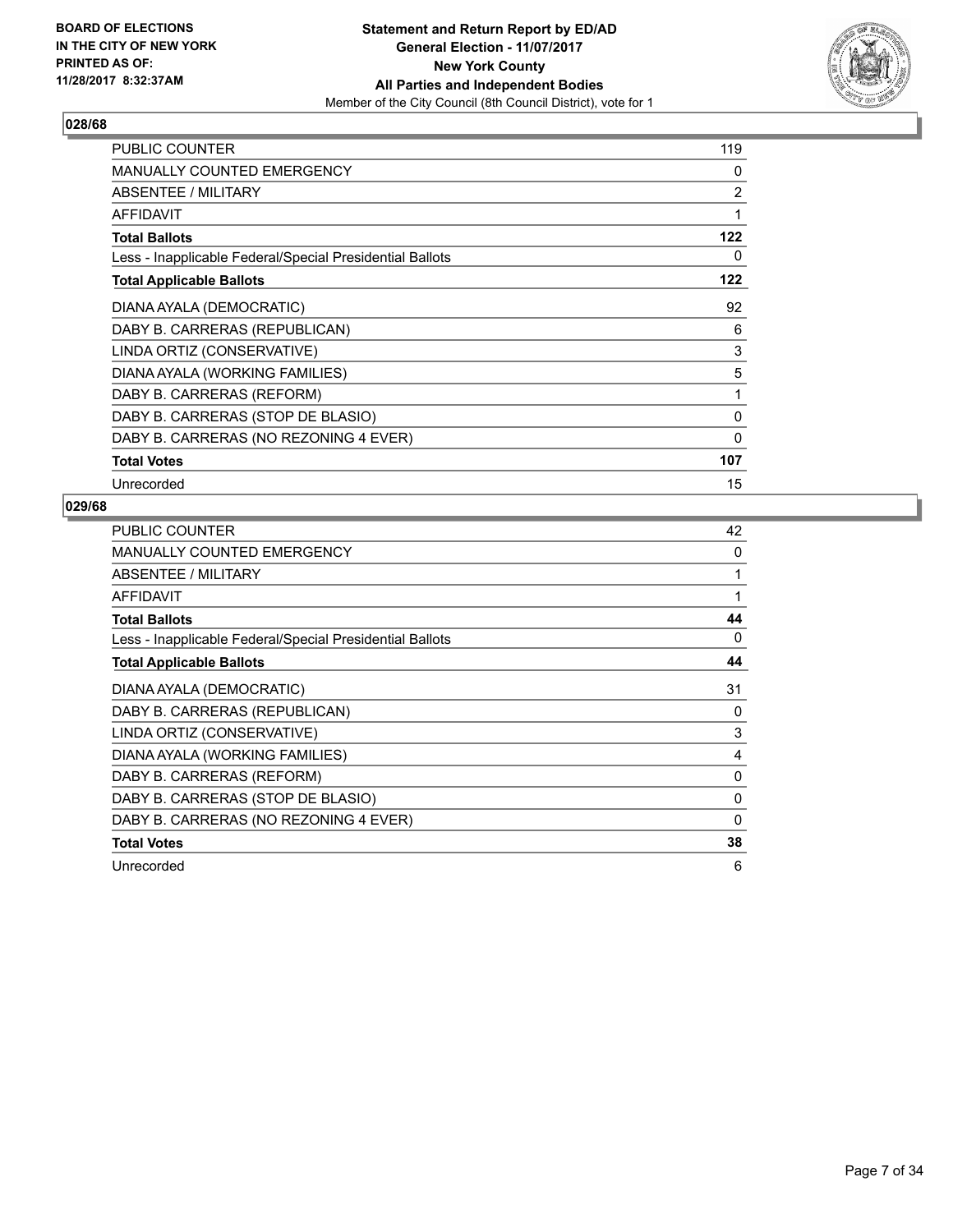BOARD OF ELECTIONS
IN THE CITY OF NEW YORK
PRINTED AS OF:
11/28/2017 8:32:37AM

**Statement and Return Report by ED/AD**
**General Election - 11/07/2017**
**New York County**
**All Parties and Independent Bodies**
Member of the City Council (8th Council District), vote for 1

### 028/68

| | |
|---|---|
| PUBLIC COUNTER | 119 |
| MANUALLY COUNTED EMERGENCY | 0 |
| ABSENTEE / MILITARY | 2 |
| AFFIDAVIT | 1 |
| **Total Ballots** | **122** |
| Less - Inapplicable Federal/Special Presidential Ballots | 0 |
| **Total Applicable Ballots** | **122** |
| DIANA AYALA (DEMOCRATIC) | 92 |
| DABY B. CARRERAS (REPUBLICAN) | 6 |
| LINDA ORTIZ (CONSERVATIVE) | 3 |
| DIANA AYALA (WORKING FAMILIES) | 5 |
| DABY B. CARRERAS (REFORM) | 1 |
| DABY B. CARRERAS (STOP DE BLASIO) | 0 |
| DABY B. CARRERAS (NO REZONING 4 EVER) | 0 |
| **Total Votes** | **107** |
| Unrecorded | 15 |

### 029/68

| | |
|---|---|
| PUBLIC COUNTER | 42 |
| MANUALLY COUNTED EMERGENCY | 0 |
| ABSENTEE / MILITARY | 1 |
| AFFIDAVIT | 1 |
| **Total Ballots** | **44** |
| Less - Inapplicable Federal/Special Presidential Ballots | 0 |
| **Total Applicable Ballots** | **44** |
| DIANA AYALA (DEMOCRATIC) | 31 |
| DABY B. CARRERAS (REPUBLICAN) | 0 |
| LINDA ORTIZ (CONSERVATIVE) | 3 |
| DIANA AYALA (WORKING FAMILIES) | 4 |
| DABY B. CARRERAS (REFORM) | 0 |
| DABY B. CARRERAS (STOP DE BLASIO) | 0 |
| DABY B. CARRERAS (NO REZONING 4 EVER) | 0 |
| **Total Votes** | **38** |
| Unrecorded | 6 |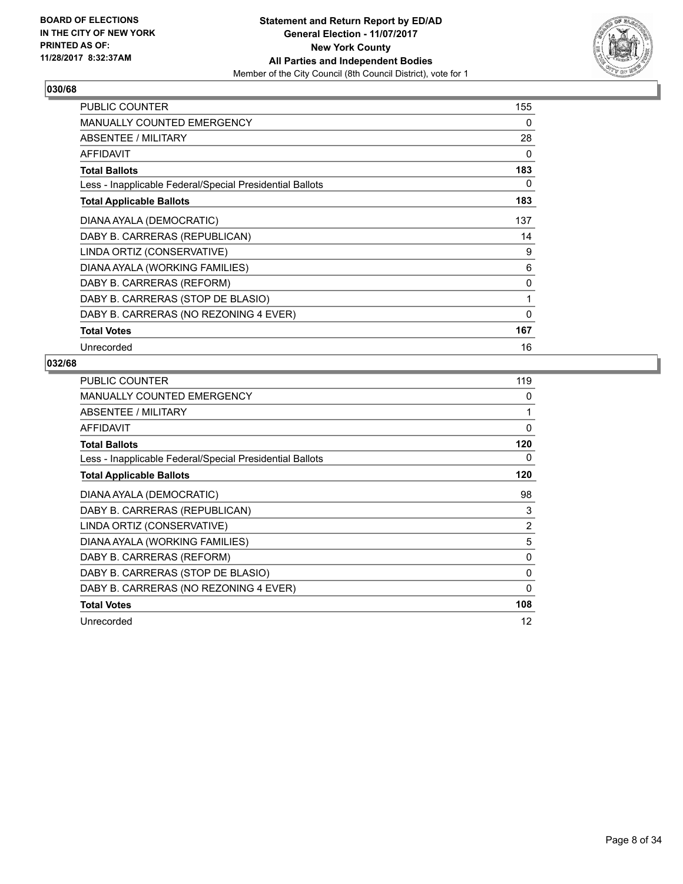BOARD OF ELECTIONS
IN THE CITY OF NEW YORK
PRINTED AS OF:
11/28/2017 8:32:37AM

**Statement and Return Report by ED/AD**
**General Election - 11/07/2017**
**New York County**
**All Parties and Independent Bodies**
Member of the City Council (8th Council District), vote for 1

## 030/68

| | |
|---|---|
| PUBLIC COUNTER | 155 |
| MANUALLY COUNTED EMERGENCY | 0 |
| ABSENTEE / MILITARY | 28 |
| AFFIDAVIT | 0 |
| **Total Ballots** | **183** |
| Less - Inapplicable Federal/Special Presidential Ballots | 0 |
| **Total Applicable Ballots** | **183** |
| DIANA AYALA (DEMOCRATIC) | 137 |
| DABY B. CARRERAS (REPUBLICAN) | 14 |
| LINDA ORTIZ (CONSERVATIVE) | 9 |
| DIANA AYALA (WORKING FAMILIES) | 6 |
| DABY B. CARRERAS (REFORM) | 0 |
| DABY B. CARRERAS (STOP DE BLASIO) | 1 |
| DABY B. CARRERAS (NO REZONING 4 EVER) | 0 |
| **Total Votes** | **167** |
| Unrecorded | 16 |

## 032/68

| | |
|---|---|
| PUBLIC COUNTER | 119 |
| MANUALLY COUNTED EMERGENCY | 0 |
| ABSENTEE / MILITARY | 1 |
| AFFIDAVIT | 0 |
| **Total Ballots** | **120** |
| Less - Inapplicable Federal/Special Presidential Ballots | 0 |
| **Total Applicable Ballots** | **120** |
| DIANA AYALA (DEMOCRATIC) | 98 |
| DABY B. CARRERAS (REPUBLICAN) | 3 |
| LINDA ORTIZ (CONSERVATIVE) | 2 |
| DIANA AYALA (WORKING FAMILIES) | 5 |
| DABY B. CARRERAS (REFORM) | 0 |
| DABY B. CARRERAS (STOP DE BLASIO) | 0 |
| DABY B. CARRERAS (NO REZONING 4 EVER) | 0 |
| **Total Votes** | **108** |
| Unrecorded | 12 |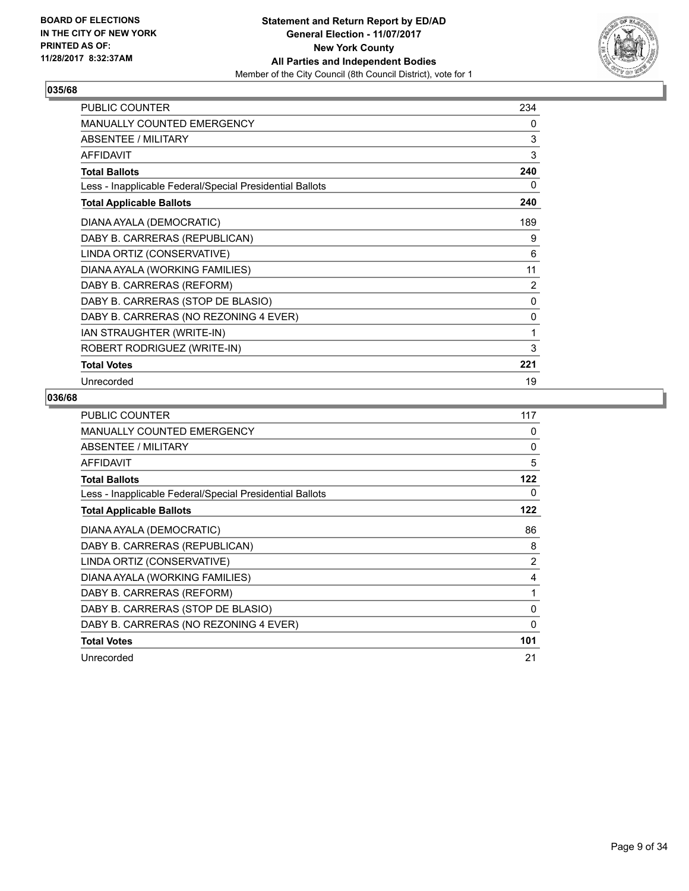BOARD OF ELECTIONS
IN THE CITY OF NEW YORK
PRINTED AS OF:
11/28/2017 8:32:37AM

**Statement and Return Report by ED/AD**
**General Election - 11/07/2017**
**New York County**
**All Parties and Independent Bodies**
Member of the City Council (8th Council District), vote for 1

## 035/68

| | |
|---|---|
| PUBLIC COUNTER | 234 |
| MANUALLY COUNTED EMERGENCY | 0 |
| ABSENTEE / MILITARY | 3 |
| AFFIDAVIT | 3 |
| **Total Ballots** | **240** |
| Less - Inapplicable Federal/Special Presidential Ballots | 0 |
| **Total Applicable Ballots** | **240** |
| DIANA AYALA (DEMOCRATIC) | 189 |
| DABY B. CARRERAS (REPUBLICAN) | 9 |
| LINDA ORTIZ (CONSERVATIVE) | 6 |
| DIANA AYALA (WORKING FAMILIES) | 11 |
| DABY B. CARRERAS (REFORM) | 2 |
| DABY B. CARRERAS (STOP DE BLASIO) | 0 |
| DABY B. CARRERAS (NO REZONING 4 EVER) | 0 |
| IAN STRAUGHTER (WRITE-IN) | 1 |
| ROBERT RODRIGUEZ (WRITE-IN) | 3 |
| **Total Votes** | **221** |
| Unrecorded | 19 |

## 036/68

| | |
|---|---|
| PUBLIC COUNTER | 117 |
| MANUALLY COUNTED EMERGENCY | 0 |
| ABSENTEE / MILITARY | 0 |
| AFFIDAVIT | 5 |
| **Total Ballots** | **122** |
| Less - Inapplicable Federal/Special Presidential Ballots | 0 |
| **Total Applicable Ballots** | **122** |
| DIANA AYALA (DEMOCRATIC) | 86 |
| DABY B. CARRERAS (REPUBLICAN) | 8 |
| LINDA ORTIZ (CONSERVATIVE) | 2 |
| DIANA AYALA (WORKING FAMILIES) | 4 |
| DABY B. CARRERAS (REFORM) | 1 |
| DABY B. CARRERAS (STOP DE BLASIO) | 0 |
| DABY B. CARRERAS (NO REZONING 4 EVER) | 0 |
| **Total Votes** | **101** |
| Unrecorded | 21 |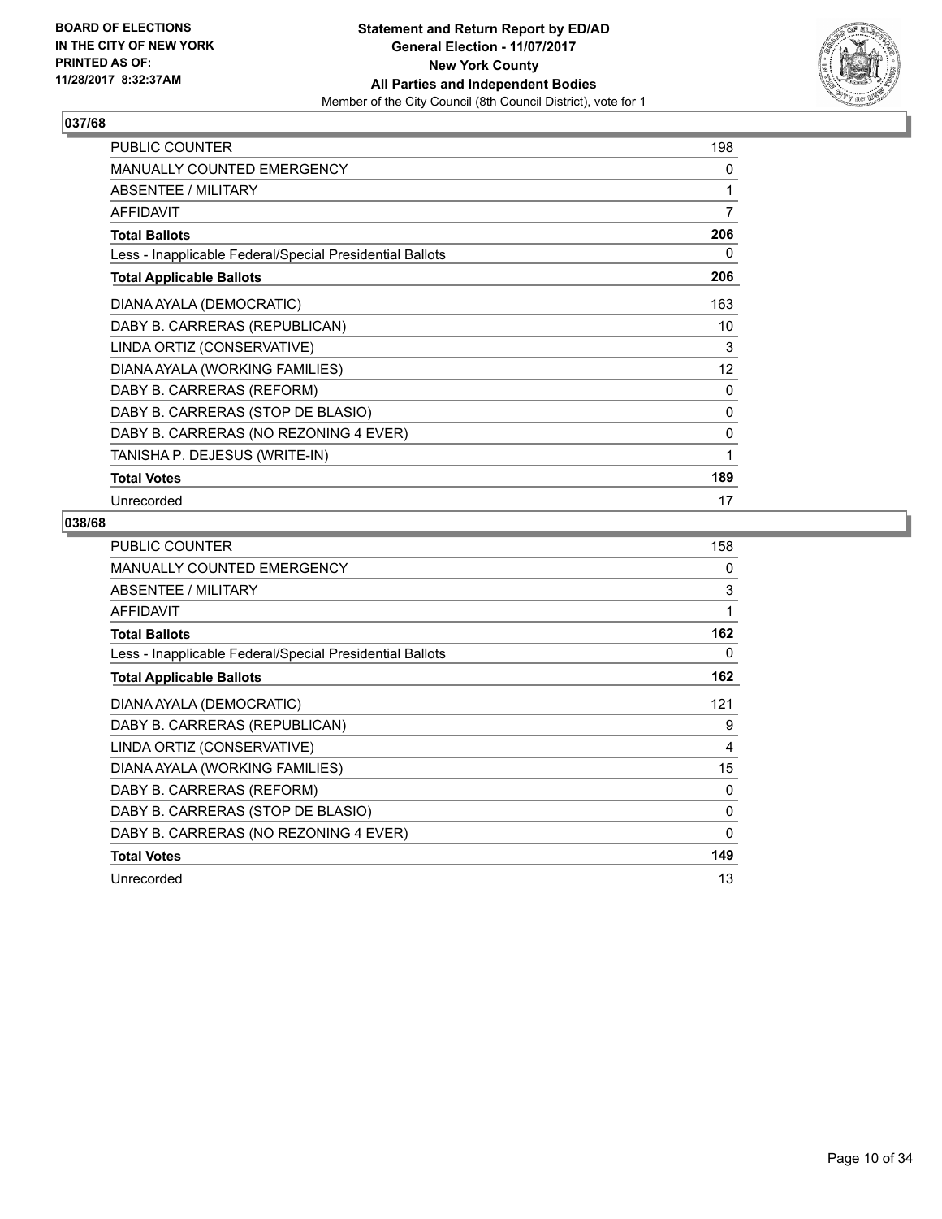**BOARD OF ELECTIONS IN THE CITY OF NEW YORK PRINTED AS OF: 11/28/2017 8:32:37AM**

**Statement and Return Report by ED/AD**
**General Election - 11/07/2017**
**New York County**
**All Parties and Independent Bodies**
Member of the City Council (8th Council District), vote for 1

### 037/68

| | |
|---|---|
| PUBLIC COUNTER | 198 |
| MANUALLY COUNTED EMERGENCY | 0 |
| ABSENTEE / MILITARY | 1 |
| AFFIDAVIT | 7 |
| **Total Ballots** | **206** |
| Less - Inapplicable Federal/Special Presidential Ballots | 0 |
| **Total Applicable Ballots** | **206** |
| DIANA AYALA (DEMOCRATIC) | 163 |
| DABY B. CARRERAS (REPUBLICAN) | 10 |
| LINDA ORTIZ (CONSERVATIVE) | 3 |
| DIANA AYALA (WORKING FAMILIES) | 12 |
| DABY B. CARRERAS (REFORM) | 0 |
| DABY B. CARRERAS (STOP DE BLASIO) | 0 |
| DABY B. CARRERAS (NO REZONING 4 EVER) | 0 |
| TANISHA P. DEJESUS (WRITE-IN) | 1 |
| **Total Votes** | **189** |
| Unrecorded | 17 |

### 038/68

| | |
|---|---|
| PUBLIC COUNTER | 158 |
| MANUALLY COUNTED EMERGENCY | 0 |
| ABSENTEE / MILITARY | 3 |
| AFFIDAVIT | 1 |
| **Total Ballots** | **162** |
| Less - Inapplicable Federal/Special Presidential Ballots | 0 |
| **Total Applicable Ballots** | **162** |
| DIANA AYALA (DEMOCRATIC) | 121 |
| DABY B. CARRERAS (REPUBLICAN) | 9 |
| LINDA ORTIZ (CONSERVATIVE) | 4 |
| DIANA AYALA (WORKING FAMILIES) | 15 |
| DABY B. CARRERAS (REFORM) | 0 |
| DABY B. CARRERAS (STOP DE BLASIO) | 0 |
| DABY B. CARRERAS (NO REZONING 4 EVER) | 0 |
| **Total Votes** | **149** |
| Unrecorded | 13 |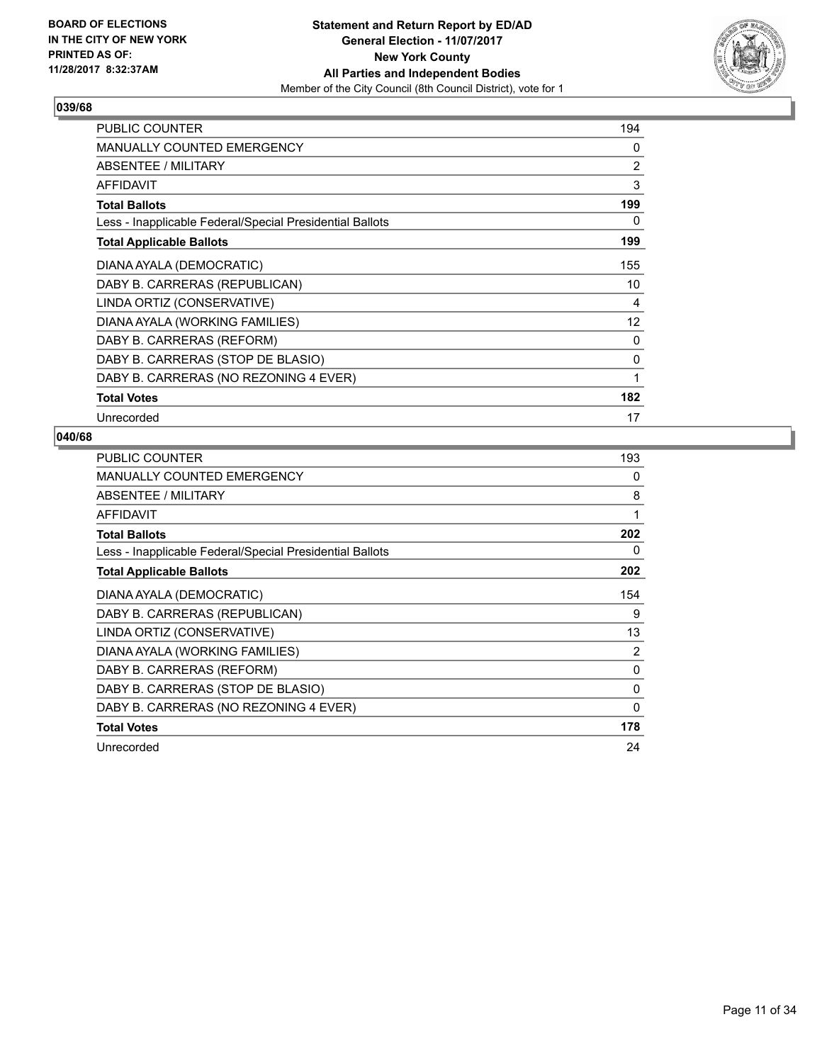BOARD OF ELECTIONS
IN THE CITY OF NEW YORK
PRINTED AS OF:
11/28/2017 8:32:37AM

**Statement and Return Report by ED/AD**
**General Election - 11/07/2017**
**New York County**
**All Parties and Independent Bodies**
Member of the City Council (8th Council District), vote for 1

### 039/68

| | |
|---|---|
| PUBLIC COUNTER | 194 |
| MANUALLY COUNTED EMERGENCY | 0 |
| ABSENTEE / MILITARY | 2 |
| AFFIDAVIT | 3 |
| **Total Ballots** | **199** |
| Less - Inapplicable Federal/Special Presidential Ballots | 0 |
| **Total Applicable Ballots** | **199** |
| DIANA AYALA (DEMOCRATIC) | 155 |
| DABY B. CARRERAS (REPUBLICAN) | 10 |
| LINDA ORTIZ (CONSERVATIVE) | 4 |
| DIANA AYALA (WORKING FAMILIES) | 12 |
| DABY B. CARRERAS (REFORM) | 0 |
| DABY B. CARRERAS (STOP DE BLASIO) | 0 |
| DABY B. CARRERAS (NO REZONING 4 EVER) | 1 |
| **Total Votes** | **182** |
| Unrecorded | 17 |

### 040/68

| | |
|---|---|
| PUBLIC COUNTER | 193 |
| MANUALLY COUNTED EMERGENCY | 0 |
| ABSENTEE / MILITARY | 8 |
| AFFIDAVIT | 1 |
| **Total Ballots** | **202** |
| Less - Inapplicable Federal/Special Presidential Ballots | 0 |
| **Total Applicable Ballots** | **202** |
| DIANA AYALA (DEMOCRATIC) | 154 |
| DABY B. CARRERAS (REPUBLICAN) | 9 |
| LINDA ORTIZ (CONSERVATIVE) | 13 |
| DIANA AYALA (WORKING FAMILIES) | 2 |
| DABY B. CARRERAS (REFORM) | 0 |
| DABY B. CARRERAS (STOP DE BLASIO) | 0 |
| DABY B. CARRERAS (NO REZONING 4 EVER) | 0 |
| **Total Votes** | **178** |
| Unrecorded | 24 |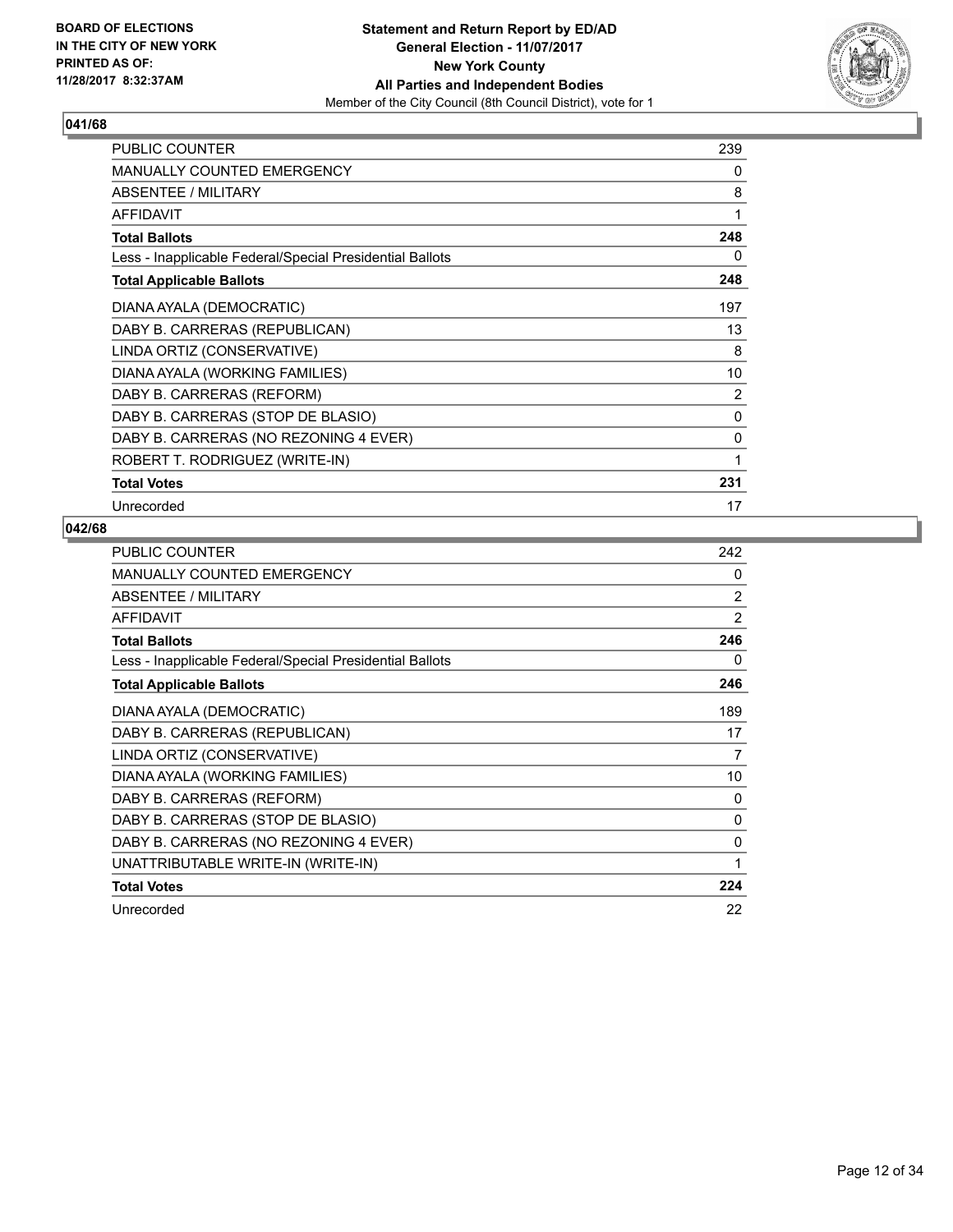**BOARD OF ELECTIONS IN THE CITY OF NEW YORK PRINTED AS OF: 11/28/2017 8:32:37AM**

**Statement and Return Report by ED/AD**
**General Election - 11/07/2017**
**New York County**
**All Parties and Independent Bodies**
Member of the City Council (8th Council District), vote for 1

### 041/68

| | |
|---|---|
| PUBLIC COUNTER | 239 |
| MANUALLY COUNTED EMERGENCY | 0 |
| ABSENTEE / MILITARY | 8 |
| AFFIDAVIT | 1 |
| **Total Ballots** | **248** |
| Less - Inapplicable Federal/Special Presidential Ballots | 0 |
| **Total Applicable Ballots** | **248** |
| DIANA AYALA (DEMOCRATIC) | 197 |
| DABY B. CARRERAS (REPUBLICAN) | 13 |
| LINDA ORTIZ (CONSERVATIVE) | 8 |
| DIANA AYALA (WORKING FAMILIES) | 10 |
| DABY B. CARRERAS (REFORM) | 2 |
| DABY B. CARRERAS (STOP DE BLASIO) | 0 |
| DABY B. CARRERAS (NO REZONING 4 EVER) | 0 |
| ROBERT T. RODRIGUEZ (WRITE-IN) | 1 |
| **Total Votes** | **231** |
| Unrecorded | 17 |

### 042/68

| | |
|---|---|
| PUBLIC COUNTER | 242 |
| MANUALLY COUNTED EMERGENCY | 0 |
| ABSENTEE / MILITARY | 2 |
| AFFIDAVIT | 2 |
| **Total Ballots** | **246** |
| Less - Inapplicable Federal/Special Presidential Ballots | 0 |
| **Total Applicable Ballots** | **246** |
| DIANA AYALA (DEMOCRATIC) | 189 |
| DABY B. CARRERAS (REPUBLICAN) | 17 |
| LINDA ORTIZ (CONSERVATIVE) | 7 |
| DIANA AYALA (WORKING FAMILIES) | 10 |
| DABY B. CARRERAS (REFORM) | 0 |
| DABY B. CARRERAS (STOP DE BLASIO) | 0 |
| DABY B. CARRERAS (NO REZONING 4 EVER) | 0 |
| UNATTRIBUTABLE WRITE-IN (WRITE-IN) | 1 |
| **Total Votes** | **224** |
| Unrecorded | 22 |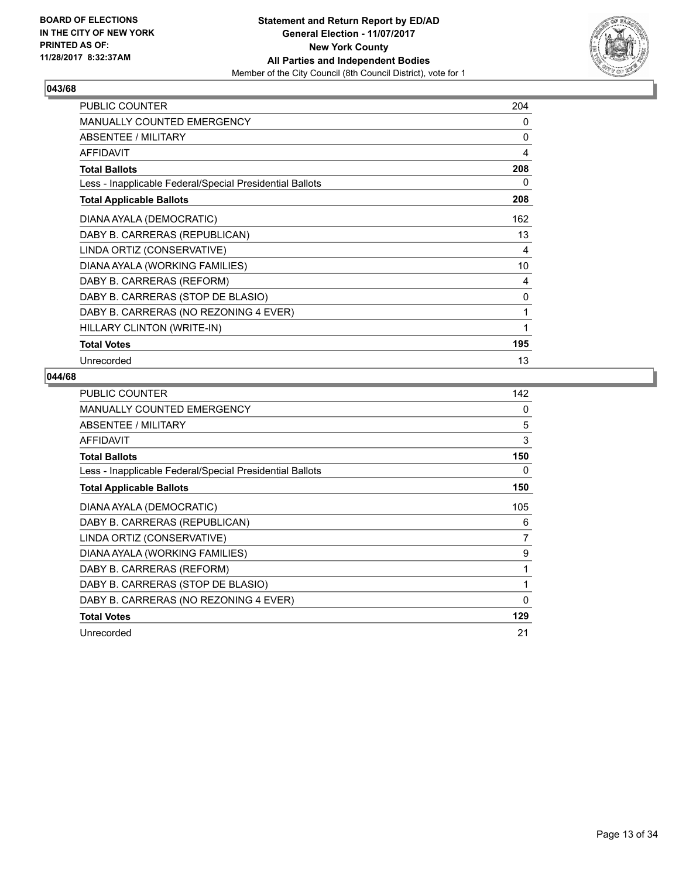**BOARD OF ELECTIONS IN THE CITY OF NEW YORK PRINTED AS OF: 11/28/2017 8:32:37AM**

**Statement and Return Report by ED/AD General Election - 11/07/2017 New York County All Parties and Independent Bodies**
Member of the City Council (8th Council District), vote for 1

### 043/68

| | |
|---|---|
| PUBLIC COUNTER | 204 |
| MANUALLY COUNTED EMERGENCY | 0 |
| ABSENTEE / MILITARY | 0 |
| AFFIDAVIT | 4 |
| **Total Ballots** | **208** |
| Less - Inapplicable Federal/Special Presidential Ballots | 0 |
| **Total Applicable Ballots** | **208** |
| DIANA AYALA (DEMOCRATIC) | 162 |
| DABY B. CARRERAS (REPUBLICAN) | 13 |
| LINDA ORTIZ (CONSERVATIVE) | 4 |
| DIANA AYALA (WORKING FAMILIES) | 10 |
| DABY B. CARRERAS (REFORM) | 4 |
| DABY B. CARRERAS (STOP DE BLASIO) | 0 |
| DABY B. CARRERAS (NO REZONING 4 EVER) | 1 |
| HILLARY CLINTON (WRITE-IN) | 1 |
| **Total Votes** | **195** |
| Unrecorded | 13 |

### 044/68

| | |
|---|---|
| PUBLIC COUNTER | 142 |
| MANUALLY COUNTED EMERGENCY | 0 |
| ABSENTEE / MILITARY | 5 |
| AFFIDAVIT | 3 |
| **Total Ballots** | **150** |
| Less - Inapplicable Federal/Special Presidential Ballots | 0 |
| **Total Applicable Ballots** | **150** |
| DIANA AYALA (DEMOCRATIC) | 105 |
| DABY B. CARRERAS (REPUBLICAN) | 6 |
| LINDA ORTIZ (CONSERVATIVE) | 7 |
| DIANA AYALA (WORKING FAMILIES) | 9 |
| DABY B. CARRERAS (REFORM) | 1 |
| DABY B. CARRERAS (STOP DE BLASIO) | 1 |
| DABY B. CARRERAS (NO REZONING 4 EVER) | 0 |
| **Total Votes** | **129** |
| Unrecorded | 21 |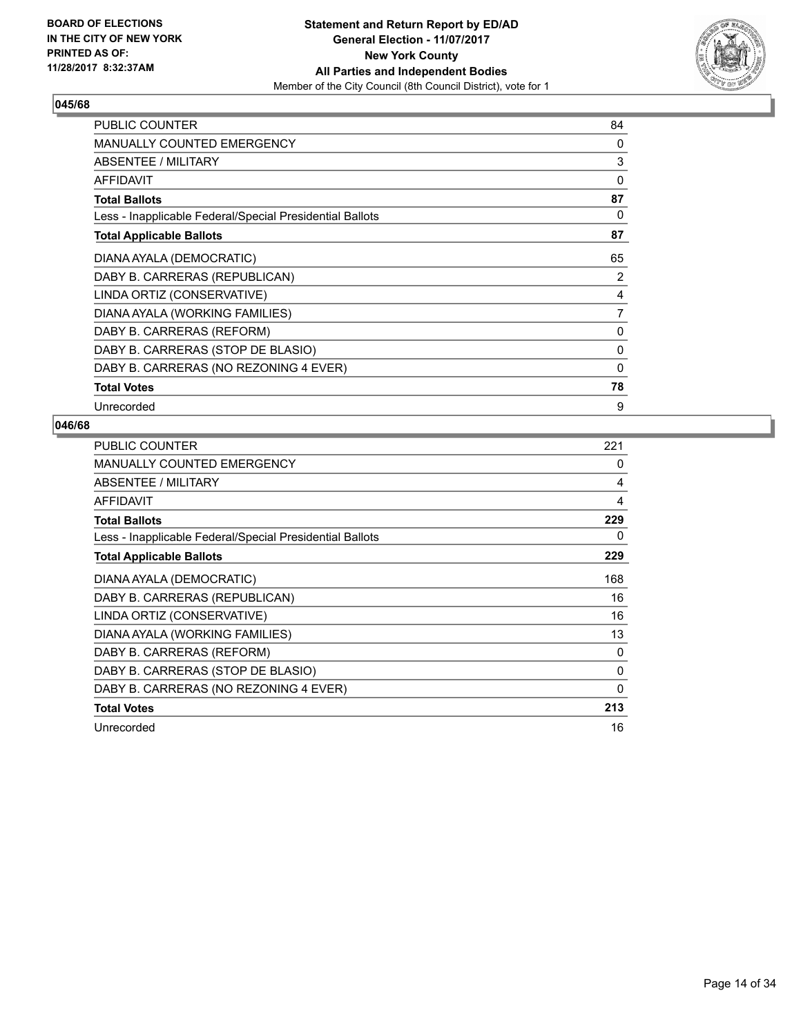BOARD OF ELECTIONS
IN THE CITY OF NEW YORK
PRINTED AS OF:
11/28/2017 8:32:37AM

**Statement and Return Report by ED/AD**
**General Election - 11/07/2017**
**New York County**
**All Parties and Independent Bodies**
Member of the City Council (8th Council District), vote for 1

### 045/68

| | |
|---|---|
| PUBLIC COUNTER | 84 |
| MANUALLY COUNTED EMERGENCY | 0 |
| ABSENTEE / MILITARY | 3 |
| AFFIDAVIT | 0 |
| **Total Ballots** | **87** |
| Less - Inapplicable Federal/Special Presidential Ballots | 0 |
| **Total Applicable Ballots** | **87** |
| DIANA AYALA (DEMOCRATIC) | 65 |
| DABY B. CARRERAS (REPUBLICAN) | 2 |
| LINDA ORTIZ (CONSERVATIVE) | 4 |
| DIANA AYALA (WORKING FAMILIES) | 7 |
| DABY B. CARRERAS (REFORM) | 0 |
| DABY B. CARRERAS (STOP DE BLASIO) | 0 |
| DABY B. CARRERAS (NO REZONING 4 EVER) | 0 |
| **Total Votes** | **78** |
| Unrecorded | 9 |

### 046/68

| | |
|---|---|
| PUBLIC COUNTER | 221 |
| MANUALLY COUNTED EMERGENCY | 0 |
| ABSENTEE / MILITARY | 4 |
| AFFIDAVIT | 4 |
| **Total Ballots** | **229** |
| Less - Inapplicable Federal/Special Presidential Ballots | 0 |
| **Total Applicable Ballots** | **229** |
| DIANA AYALA (DEMOCRATIC) | 168 |
| DABY B. CARRERAS (REPUBLICAN) | 16 |
| LINDA ORTIZ (CONSERVATIVE) | 16 |
| DIANA AYALA (WORKING FAMILIES) | 13 |
| DABY B. CARRERAS (REFORM) | 0 |
| DABY B. CARRERAS (STOP DE BLASIO) | 0 |
| DABY B. CARRERAS (NO REZONING 4 EVER) | 0 |
| **Total Votes** | **213** |
| Unrecorded | 16 |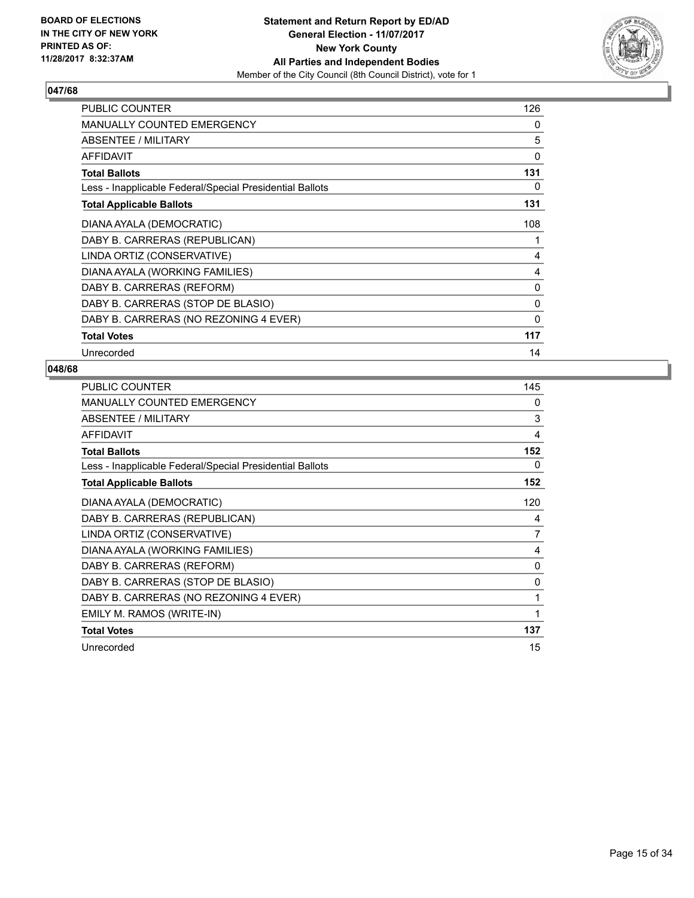**BOARD OF ELECTIONS IN THE CITY OF NEW YORK PRINTED AS OF: 11/28/2017 8:32:37AM**

**Statement and Return Report by ED/AD**
**General Election - 11/07/2017**
**New York County**
**All Parties and Independent Bodies**
Member of the City Council (8th Council District), vote for 1

## 047/68

| | |
|---|---|
| PUBLIC COUNTER | 126 |
| MANUALLY COUNTED EMERGENCY | 0 |
| ABSENTEE / MILITARY | 5 |
| AFFIDAVIT | 0 |
| **Total Ballots** | **131** |
| Less - Inapplicable Federal/Special Presidential Ballots | 0 |
| **Total Applicable Ballots** | **131** |
| DIANA AYALA (DEMOCRATIC) | 108 |
| DABY B. CARRERAS (REPUBLICAN) | 1 |
| LINDA ORTIZ (CONSERVATIVE) | 4 |
| DIANA AYALA (WORKING FAMILIES) | 4 |
| DABY B. CARRERAS (REFORM) | 0 |
| DABY B. CARRERAS (STOP DE BLASIO) | 0 |
| DABY B. CARRERAS (NO REZONING 4 EVER) | 0 |
| **Total Votes** | **117** |
| Unrecorded | 14 |

## 048/68

| | |
|---|---|
| PUBLIC COUNTER | 145 |
| MANUALLY COUNTED EMERGENCY | 0 |
| ABSENTEE / MILITARY | 3 |
| AFFIDAVIT | 4 |
| **Total Ballots** | **152** |
| Less - Inapplicable Federal/Special Presidential Ballots | 0 |
| **Total Applicable Ballots** | **152** |
| DIANA AYALA (DEMOCRATIC) | 120 |
| DABY B. CARRERAS (REPUBLICAN) | 4 |
| LINDA ORTIZ (CONSERVATIVE) | 7 |
| DIANA AYALA (WORKING FAMILIES) | 4 |
| DABY B. CARRERAS (REFORM) | 0 |
| DABY B. CARRERAS (STOP DE BLASIO) | 0 |
| DABY B. CARRERAS (NO REZONING 4 EVER) | 1 |
| EMILY M. RAMOS (WRITE-IN) | 1 |
| **Total Votes** | **137** |
| Unrecorded | 15 |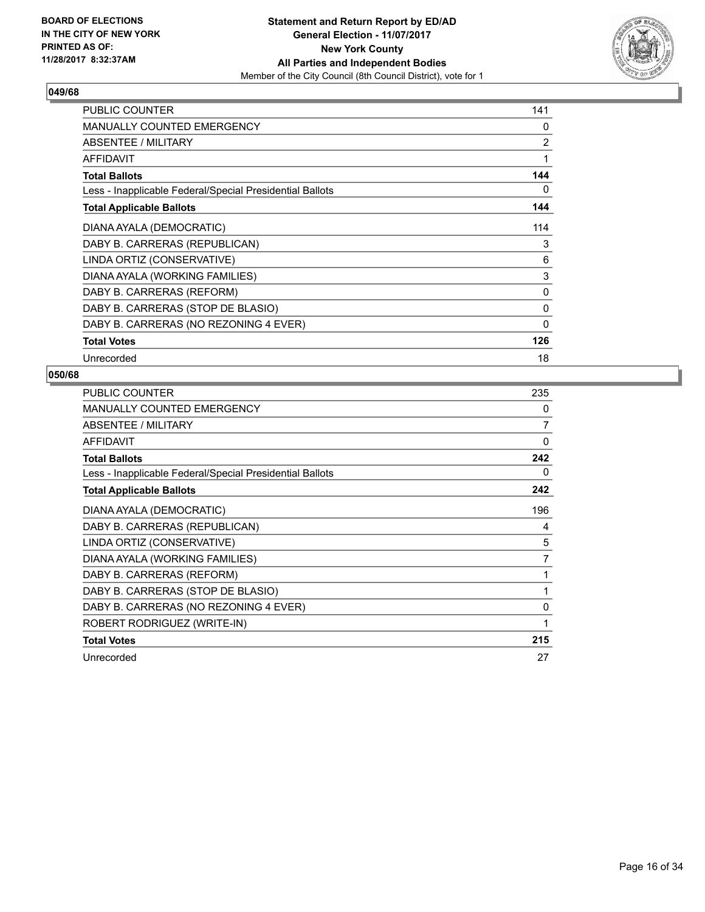BOARD OF ELECTIONS
IN THE CITY OF NEW YORK
PRINTED AS OF:
11/28/2017 8:32:37AM

**Statement and Return Report by ED/AD**
**General Election - 11/07/2017**
**New York County**
**All Parties and Independent Bodies**
Member of the City Council (8th Council District), vote for 1

### 049/68

| | |
|---|---|
| PUBLIC COUNTER | 141 |
| MANUALLY COUNTED EMERGENCY | 0 |
| ABSENTEE / MILITARY | 2 |
| AFFIDAVIT | 1 |
| **Total Ballots** | **144** |
| Less - Inapplicable Federal/Special Presidential Ballots | 0 |
| **Total Applicable Ballots** | **144** |
| DIANA AYALA (DEMOCRATIC) | 114 |
| DABY B. CARRERAS (REPUBLICAN) | 3 |
| LINDA ORTIZ (CONSERVATIVE) | 6 |
| DIANA AYALA (WORKING FAMILIES) | 3 |
| DABY B. CARRERAS (REFORM) | 0 |
| DABY B. CARRERAS (STOP DE BLASIO) | 0 |
| DABY B. CARRERAS (NO REZONING 4 EVER) | 0 |
| **Total Votes** | **126** |
| Unrecorded | 18 |

### 050/68

| | |
|---|---|
| PUBLIC COUNTER | 235 |
| MANUALLY COUNTED EMERGENCY | 0 |
| ABSENTEE / MILITARY | 7 |
| AFFIDAVIT | 0 |
| **Total Ballots** | **242** |
| Less - Inapplicable Federal/Special Presidential Ballots | 0 |
| **Total Applicable Ballots** | **242** |
| DIANA AYALA (DEMOCRATIC) | 196 |
| DABY B. CARRERAS (REPUBLICAN) | 4 |
| LINDA ORTIZ (CONSERVATIVE) | 5 |
| DIANA AYALA (WORKING FAMILIES) | 7 |
| DABY B. CARRERAS (REFORM) | 1 |
| DABY B. CARRERAS (STOP DE BLASIO) | 1 |
| DABY B. CARRERAS (NO REZONING 4 EVER) | 0 |
| ROBERT RODRIGUEZ (WRITE-IN) | 1 |
| **Total Votes** | **215** |
| Unrecorded | 27 |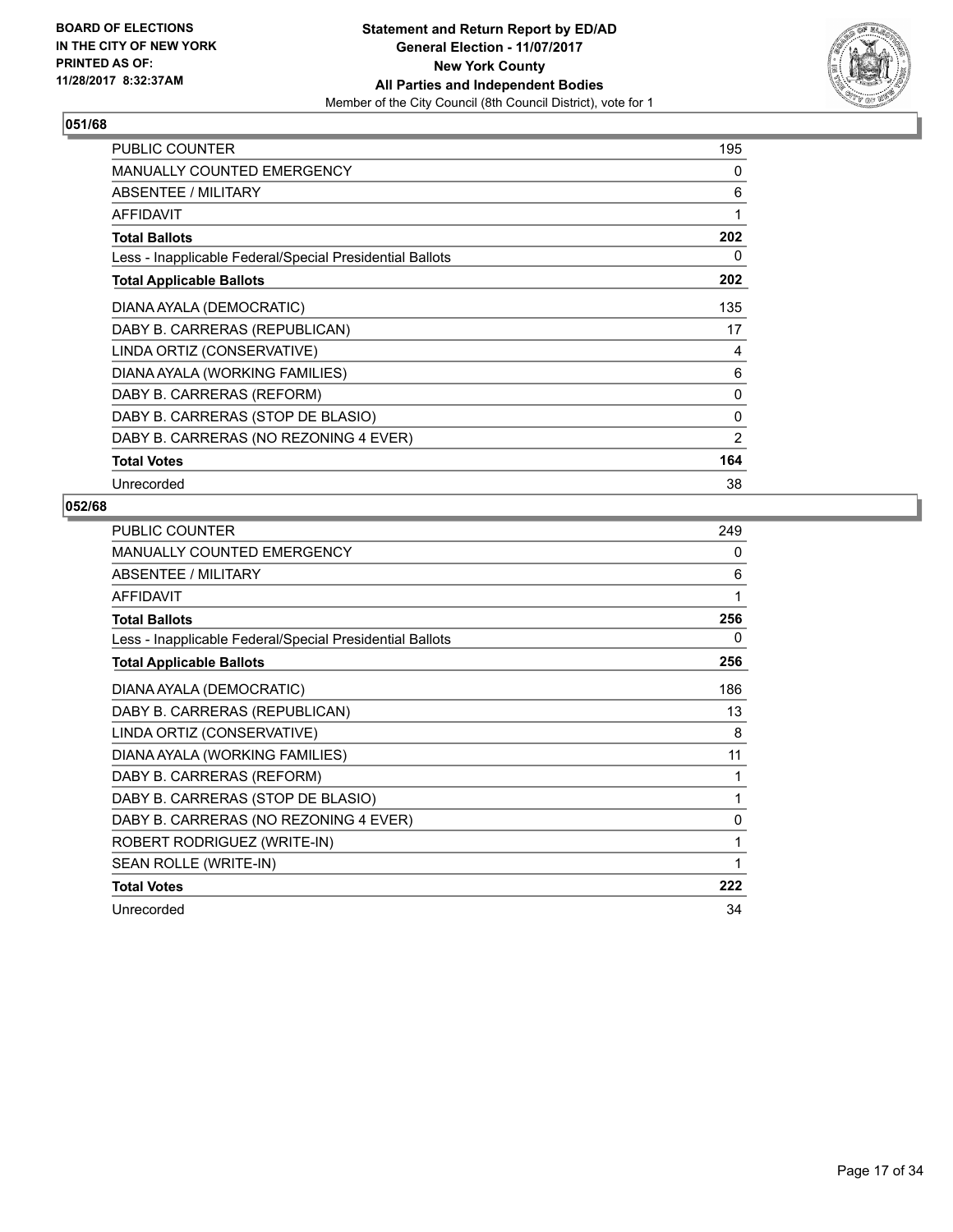**BOARD OF ELECTIONS IN THE CITY OF NEW YORK PRINTED AS OF: 11/28/2017 8:32:37AM**

**Statement and Return Report by ED/AD General Election - 11/07/2017 New York County All Parties and Independent Bodies**
Member of the City Council (8th Council District), vote for 1

## 051/68

| | |
|---|---|
| PUBLIC COUNTER | 195 |
| MANUALLY COUNTED EMERGENCY | 0 |
| ABSENTEE / MILITARY | 6 |
| AFFIDAVIT | 1 |
| **Total Ballots** | **202** |
| Less - Inapplicable Federal/Special Presidential Ballots | 0 |
| **Total Applicable Ballots** | **202** |
| DIANA AYALA (DEMOCRATIC) | 135 |
| DABY B. CARRERAS (REPUBLICAN) | 17 |
| LINDA ORTIZ (CONSERVATIVE) | 4 |
| DIANA AYALA (WORKING FAMILIES) | 6 |
| DABY B. CARRERAS (REFORM) | 0 |
| DABY B. CARRERAS (STOP DE BLASIO) | 0 |
| DABY B. CARRERAS (NO REZONING 4 EVER) | 2 |
| **Total Votes** | **164** |
| Unrecorded | 38 |

## 052/68

| | |
|---|---|
| PUBLIC COUNTER | 249 |
| MANUALLY COUNTED EMERGENCY | 0 |
| ABSENTEE / MILITARY | 6 |
| AFFIDAVIT | 1 |
| **Total Ballots** | **256** |
| Less - Inapplicable Federal/Special Presidential Ballots | 0 |
| **Total Applicable Ballots** | **256** |
| DIANA AYALA (DEMOCRATIC) | 186 |
| DABY B. CARRERAS (REPUBLICAN) | 13 |
| LINDA ORTIZ (CONSERVATIVE) | 8 |
| DIANA AYALA (WORKING FAMILIES) | 11 |
| DABY B. CARRERAS (REFORM) | 1 |
| DABY B. CARRERAS (STOP DE BLASIO) | 1 |
| DABY B. CARRERAS (NO REZONING 4 EVER) | 0 |
| ROBERT RODRIGUEZ (WRITE-IN) | 1 |
| SEAN ROLLE (WRITE-IN) | 1 |
| **Total Votes** | **222** |
| Unrecorded | 34 |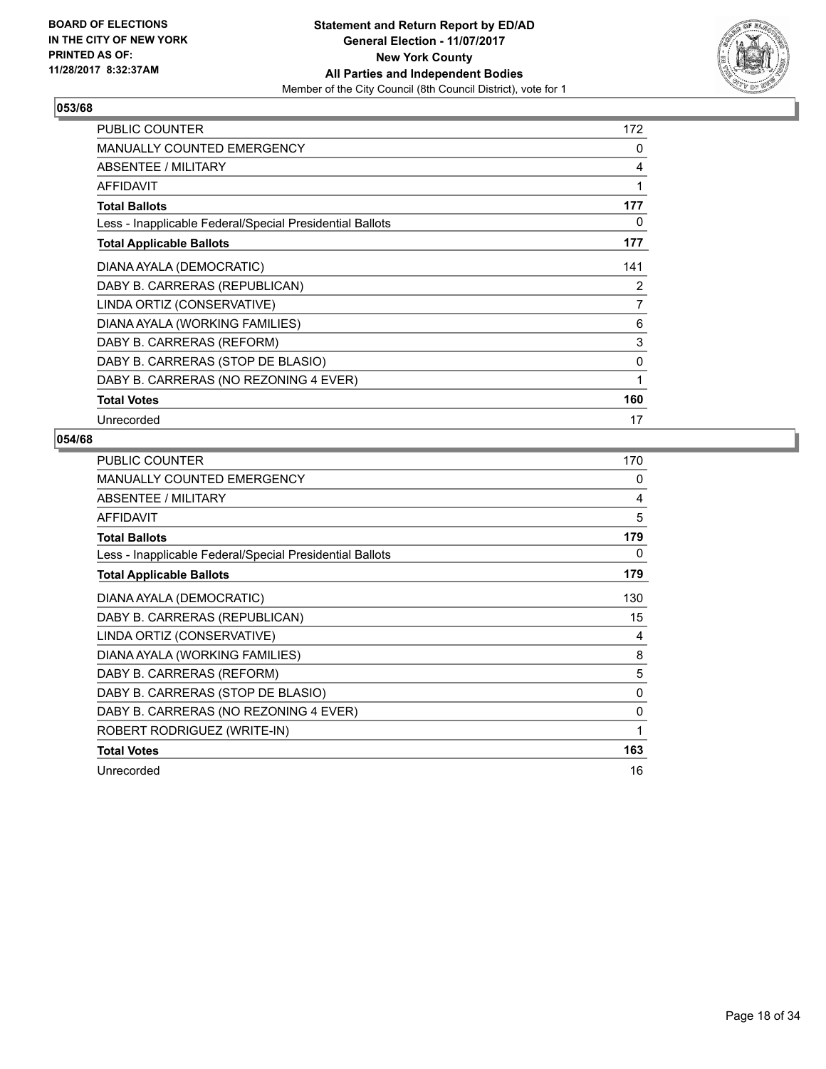**BOARD OF ELECTIONS IN THE CITY OF NEW YORK PRINTED AS OF: 11/28/2017 8:32:37AM**

**Statement and Return Report by ED/AD**
**General Election - 11/07/2017**
**New York County**
**All Parties and Independent Bodies**
Member of the City Council (8th Council District), vote for 1

### 053/68

| | |
|---|---|
| PUBLIC COUNTER | 172 |
| MANUALLY COUNTED EMERGENCY | 0 |
| ABSENTEE / MILITARY | 4 |
| AFFIDAVIT | 1 |
| **Total Ballots** | **177** |
| Less - Inapplicable Federal/Special Presidential Ballots | 0 |
| **Total Applicable Ballots** | **177** |
| DIANA AYALA (DEMOCRATIC) | 141 |
| DABY B. CARRERAS (REPUBLICAN) | 2 |
| LINDA ORTIZ (CONSERVATIVE) | 7 |
| DIANA AYALA (WORKING FAMILIES) | 6 |
| DABY B. CARRERAS (REFORM) | 3 |
| DABY B. CARRERAS (STOP DE BLASIO) | 0 |
| DABY B. CARRERAS (NO REZONING 4 EVER) | 1 |
| **Total Votes** | **160** |
| Unrecorded | 17 |

### 054/68

| | |
|---|---|
| PUBLIC COUNTER | 170 |
| MANUALLY COUNTED EMERGENCY | 0 |
| ABSENTEE / MILITARY | 4 |
| AFFIDAVIT | 5 |
| **Total Ballots** | **179** |
| Less - Inapplicable Federal/Special Presidential Ballots | 0 |
| **Total Applicable Ballots** | **179** |
| DIANA AYALA (DEMOCRATIC) | 130 |
| DABY B. CARRERAS (REPUBLICAN) | 15 |
| LINDA ORTIZ (CONSERVATIVE) | 4 |
| DIANA AYALA (WORKING FAMILIES) | 8 |
| DABY B. CARRERAS (REFORM) | 5 |
| DABY B. CARRERAS (STOP DE BLASIO) | 0 |
| DABY B. CARRERAS (NO REZONING 4 EVER) | 0 |
| ROBERT RODRIGUEZ (WRITE-IN) | 1 |
| **Total Votes** | **163** |
| Unrecorded | 16 |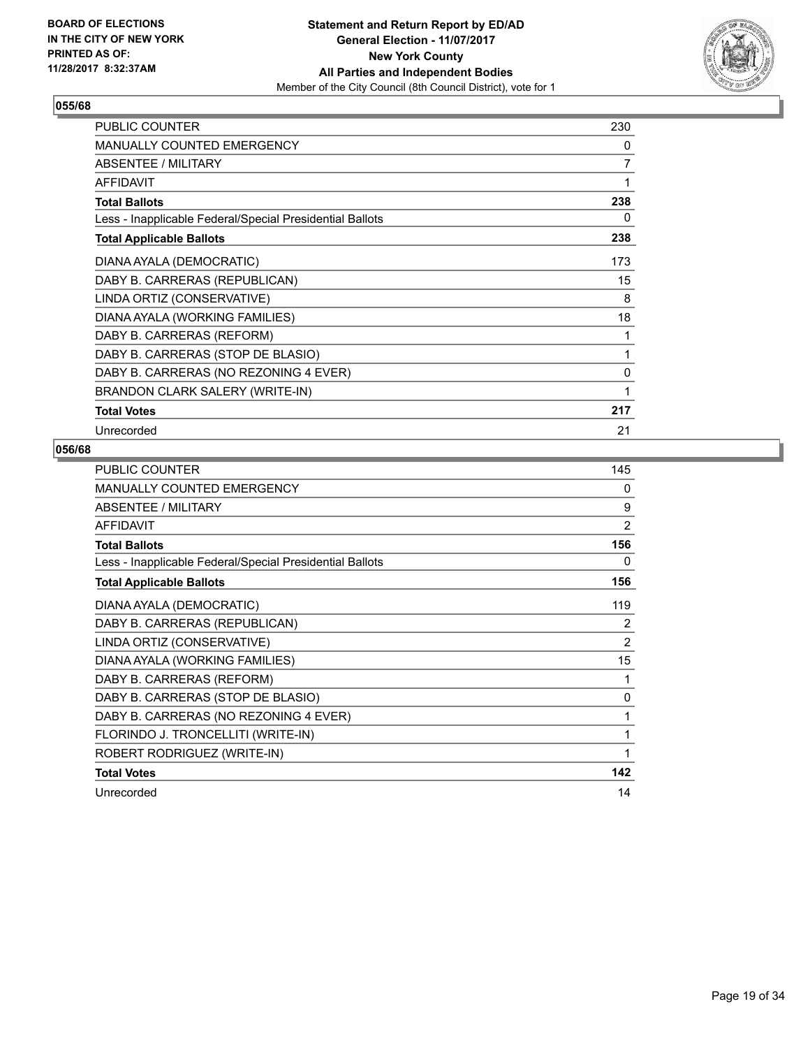BOARD OF ELECTIONS
IN THE CITY OF NEW YORK
PRINTED AS OF:
11/28/2017 8:32:37AM

**Statement and Return Report by ED/AD**
**General Election - 11/07/2017**
**New York County**
**All Parties and Independent Bodies**
Member of the City Council (8th Council District), vote for 1

### 055/68

| | |
|---|---|
| PUBLIC COUNTER | 230 |
| MANUALLY COUNTED EMERGENCY | 0 |
| ABSENTEE / MILITARY | 7 |
| AFFIDAVIT | 1 |
| **Total Ballots** | **238** |
| Less - Inapplicable Federal/Special Presidential Ballots | 0 |
| **Total Applicable Ballots** | **238** |
| DIANA AYALA (DEMOCRATIC) | 173 |
| DABY B. CARRERAS (REPUBLICAN) | 15 |
| LINDA ORTIZ (CONSERVATIVE) | 8 |
| DIANA AYALA (WORKING FAMILIES) | 18 |
| DABY B. CARRERAS (REFORM) | 1 |
| DABY B. CARRERAS (STOP DE BLASIO) | 1 |
| DABY B. CARRERAS (NO REZONING 4 EVER) | 0 |
| BRANDON CLARK SALERY (WRITE-IN) | 1 |
| **Total Votes** | **217** |
| Unrecorded | 21 |

### 056/68

| | |
|---|---|
| PUBLIC COUNTER | 145 |
| MANUALLY COUNTED EMERGENCY | 0 |
| ABSENTEE / MILITARY | 9 |
| AFFIDAVIT | 2 |
| **Total Ballots** | **156** |
| Less - Inapplicable Federal/Special Presidential Ballots | 0 |
| **Total Applicable Ballots** | **156** |
| DIANA AYALA (DEMOCRATIC) | 119 |
| DABY B. CARRERAS (REPUBLICAN) | 2 |
| LINDA ORTIZ (CONSERVATIVE) | 2 |
| DIANA AYALA (WORKING FAMILIES) | 15 |
| DABY B. CARRERAS (REFORM) | 1 |
| DABY B. CARRERAS (STOP DE BLASIO) | 0 |
| DABY B. CARRERAS (NO REZONING 4 EVER) | 1 |
| FLORINDO J. TRONCELLITI (WRITE-IN) | 1 |
| ROBERT RODRIGUEZ (WRITE-IN) | 1 |
| **Total Votes** | **142** |
| Unrecorded | 14 |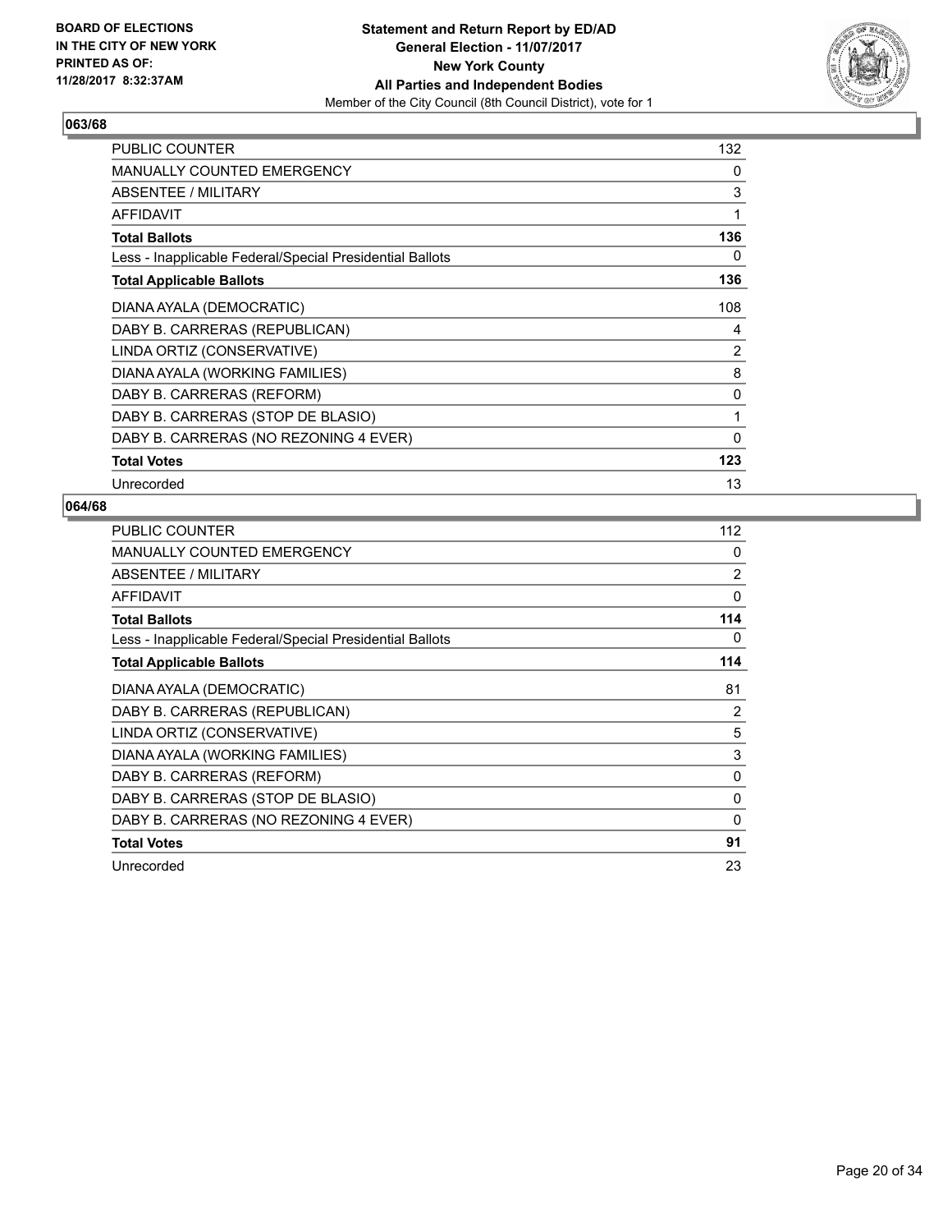**BOARD OF ELECTIONS IN THE CITY OF NEW YORK PRINTED AS OF: 11/28/2017 8:32:37AM**

**Statement and Return Report by ED/AD**
**General Election - 11/07/2017**
**New York County**
**All Parties and Independent Bodies**
Member of the City Council (8th Council District), vote for 1

## 063/68

| | |
|---|---|
| PUBLIC COUNTER | 132 |
| MANUALLY COUNTED EMERGENCY | 0 |
| ABSENTEE / MILITARY | 3 |
| AFFIDAVIT | 1 |
| **Total Ballots** | **136** |
| Less - Inapplicable Federal/Special Presidential Ballots | 0 |
| **Total Applicable Ballots** | **136** |
| DIANA AYALA (DEMOCRATIC) | 108 |
| DABY B. CARRERAS (REPUBLICAN) | 4 |
| LINDA ORTIZ (CONSERVATIVE) | 2 |
| DIANA AYALA (WORKING FAMILIES) | 8 |
| DABY B. CARRERAS (REFORM) | 0 |
| DABY B. CARRERAS (STOP DE BLASIO) | 1 |
| DABY B. CARRERAS (NO REZONING 4 EVER) | 0 |
| **Total Votes** | **123** |
| Unrecorded | 13 |

## 064/68

| | |
|---|---|
| PUBLIC COUNTER | 112 |
| MANUALLY COUNTED EMERGENCY | 0 |
| ABSENTEE / MILITARY | 2 |
| AFFIDAVIT | 0 |
| **Total Ballots** | **114** |
| Less - Inapplicable Federal/Special Presidential Ballots | 0 |
| **Total Applicable Ballots** | **114** |
| DIANA AYALA (DEMOCRATIC) | 81 |
| DABY B. CARRERAS (REPUBLICAN) | 2 |
| LINDA ORTIZ (CONSERVATIVE) | 5 |
| DIANA AYALA (WORKING FAMILIES) | 3 |
| DABY B. CARRERAS (REFORM) | 0 |
| DABY B. CARRERAS (STOP DE BLASIO) | 0 |
| DABY B. CARRERAS (NO REZONING 4 EVER) | 0 |
| **Total Votes** | **91** |
| Unrecorded | 23 |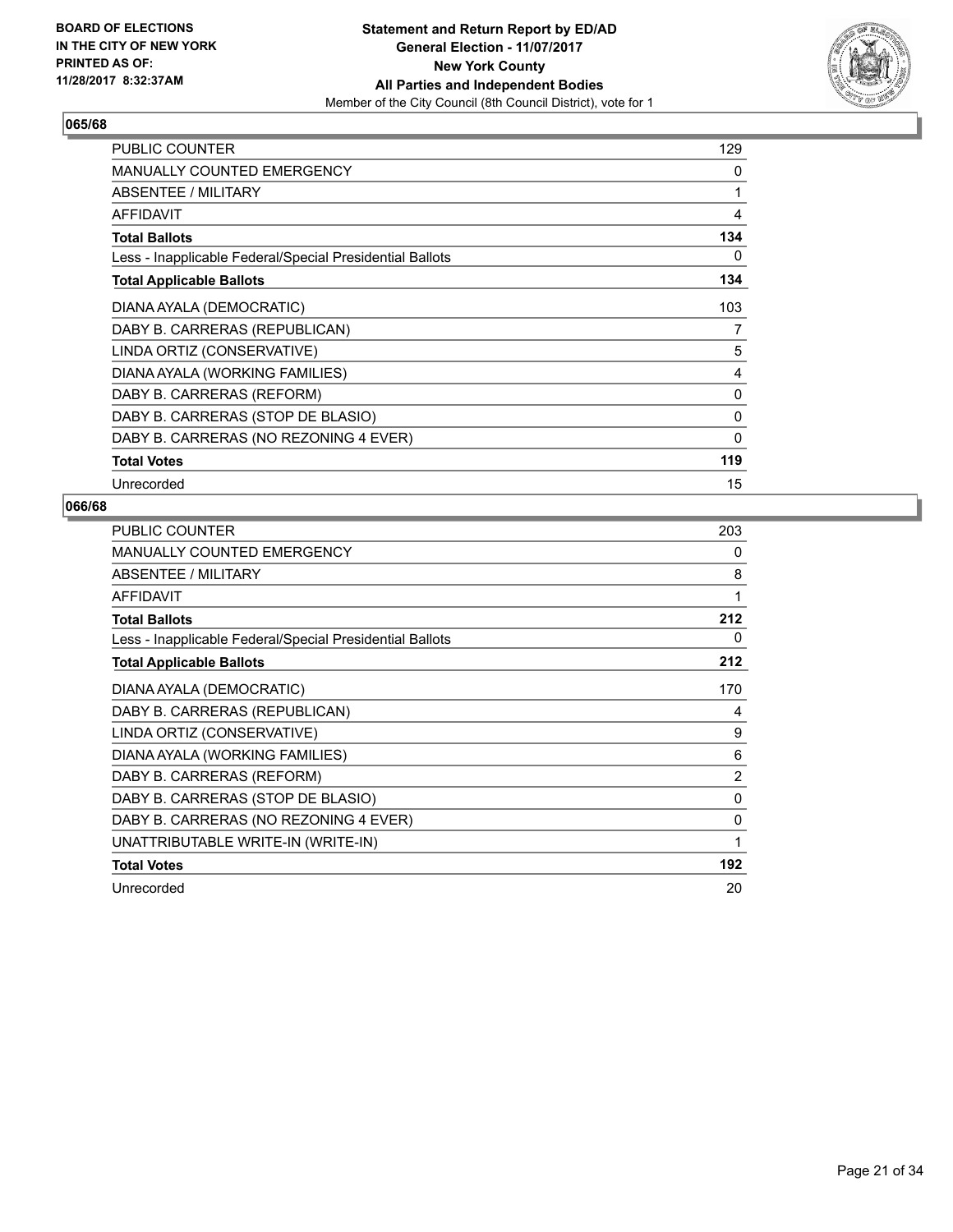BOARD OF ELECTIONS
IN THE CITY OF NEW YORK
PRINTED AS OF:
11/28/2017 8:32:37AM

**Statement and Return Report by ED/AD**
**General Election - 11/07/2017**
**New York County**
**All Parties and Independent Bodies**
Member of the City Council (8th Council District), vote for 1

### 065/68

| | |
|---|---|
| PUBLIC COUNTER | 129 |
| MANUALLY COUNTED EMERGENCY | 0 |
| ABSENTEE / MILITARY | 1 |
| AFFIDAVIT | 4 |
| **Total Ballots** | **134** |
| Less - Inapplicable Federal/Special Presidential Ballots | 0 |
| **Total Applicable Ballots** | **134** |
| DIANA AYALA (DEMOCRATIC) | 103 |
| DABY B. CARRERAS (REPUBLICAN) | 7 |
| LINDA ORTIZ (CONSERVATIVE) | 5 |
| DIANA AYALA (WORKING FAMILIES) | 4 |
| DABY B. CARRERAS (REFORM) | 0 |
| DABY B. CARRERAS (STOP DE BLASIO) | 0 |
| DABY B. CARRERAS (NO REZONING 4 EVER) | 0 |
| **Total Votes** | **119** |
| Unrecorded | 15 |

### 066/68

| | |
|---|---|
| PUBLIC COUNTER | 203 |
| MANUALLY COUNTED EMERGENCY | 0 |
| ABSENTEE / MILITARY | 8 |
| AFFIDAVIT | 1 |
| **Total Ballots** | **212** |
| Less - Inapplicable Federal/Special Presidential Ballots | 0 |
| **Total Applicable Ballots** | **212** |
| DIANA AYALA (DEMOCRATIC) | 170 |
| DABY B. CARRERAS (REPUBLICAN) | 4 |
| LINDA ORTIZ (CONSERVATIVE) | 9 |
| DIANA AYALA (WORKING FAMILIES) | 6 |
| DABY B. CARRERAS (REFORM) | 2 |
| DABY B. CARRERAS (STOP DE BLASIO) | 0 |
| DABY B. CARRERAS (NO REZONING 4 EVER) | 0 |
| UNATTRIBUTABLE WRITE-IN (WRITE-IN) | 1 |
| **Total Votes** | **192** |
| Unrecorded | 20 |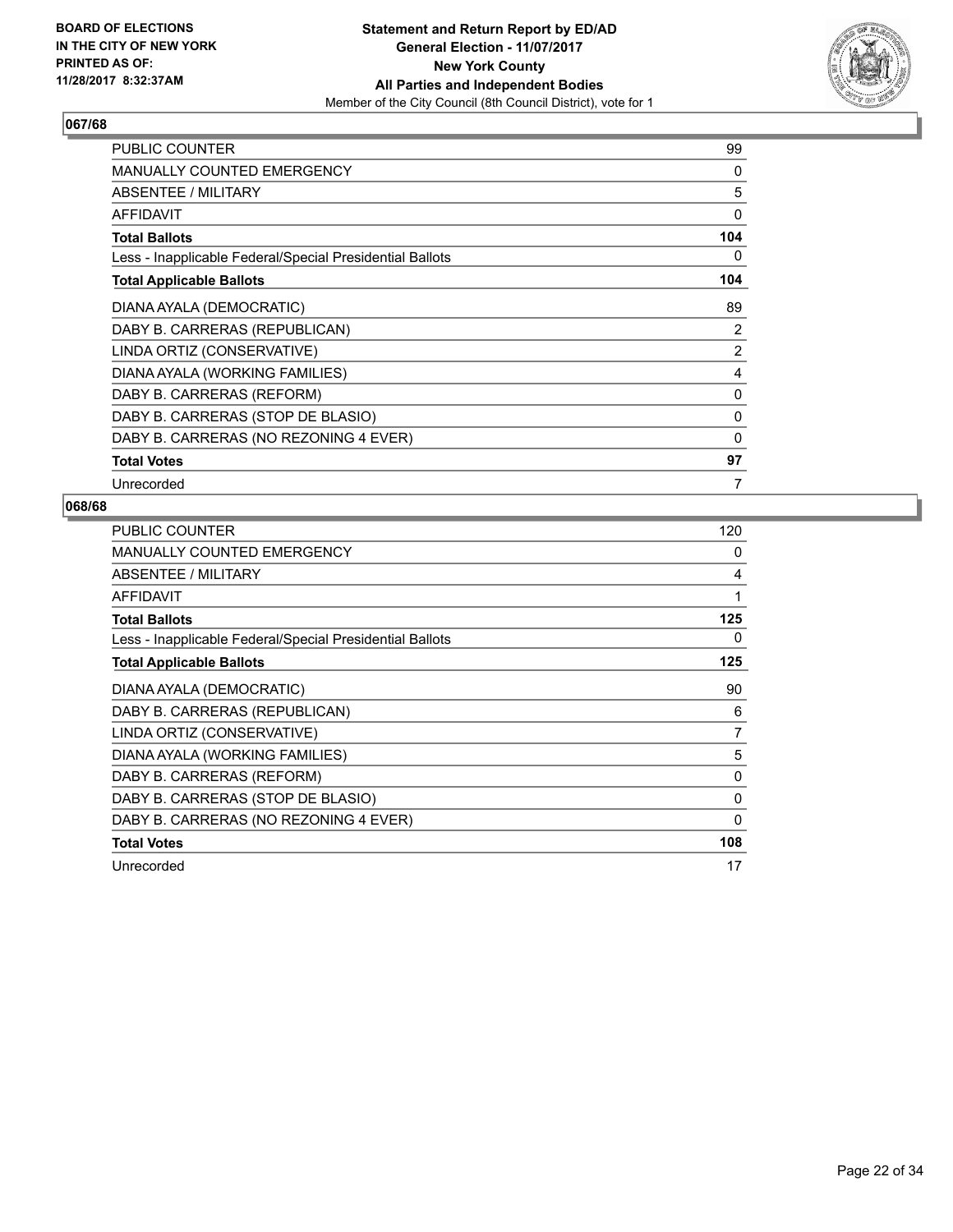BOARD OF ELECTIONS
IN THE CITY OF NEW YORK
PRINTED AS OF:
11/28/2017 8:32:37AM

**Statement and Return Report by ED/AD**
**General Election - 11/07/2017**
**New York County**
**All Parties and Independent Bodies**
Member of the City Council (8th Council District), vote for 1

### 067/68

| | |
|---|---|
| PUBLIC COUNTER | 99 |
| MANUALLY COUNTED EMERGENCY | 0 |
| ABSENTEE / MILITARY | 5 |
| AFFIDAVIT | 0 |
| **Total Ballots** | **104** |
| Less - Inapplicable Federal/Special Presidential Ballots | 0 |
| **Total Applicable Ballots** | **104** |
| DIANA AYALA (DEMOCRATIC) | 89 |
| DABY B. CARRERAS (REPUBLICAN) | 2 |
| LINDA ORTIZ (CONSERVATIVE) | 2 |
| DIANA AYALA (WORKING FAMILIES) | 4 |
| DABY B. CARRERAS (REFORM) | 0 |
| DABY B. CARRERAS (STOP DE BLASIO) | 0 |
| DABY B. CARRERAS (NO REZONING 4 EVER) | 0 |
| **Total Votes** | **97** |
| Unrecorded | 7 |

### 068/68

| | |
|---|---|
| PUBLIC COUNTER | 120 |
| MANUALLY COUNTED EMERGENCY | 0 |
| ABSENTEE / MILITARY | 4 |
| AFFIDAVIT | 1 |
| **Total Ballots** | **125** |
| Less - Inapplicable Federal/Special Presidential Ballots | 0 |
| **Total Applicable Ballots** | **125** |
| DIANA AYALA (DEMOCRATIC) | 90 |
| DABY B. CARRERAS (REPUBLICAN) | 6 |
| LINDA ORTIZ (CONSERVATIVE) | 7 |
| DIANA AYALA (WORKING FAMILIES) | 5 |
| DABY B. CARRERAS (REFORM) | 0 |
| DABY B. CARRERAS (STOP DE BLASIO) | 0 |
| DABY B. CARRERAS (NO REZONING 4 EVER) | 0 |
| **Total Votes** | **108** |
| Unrecorded | 17 |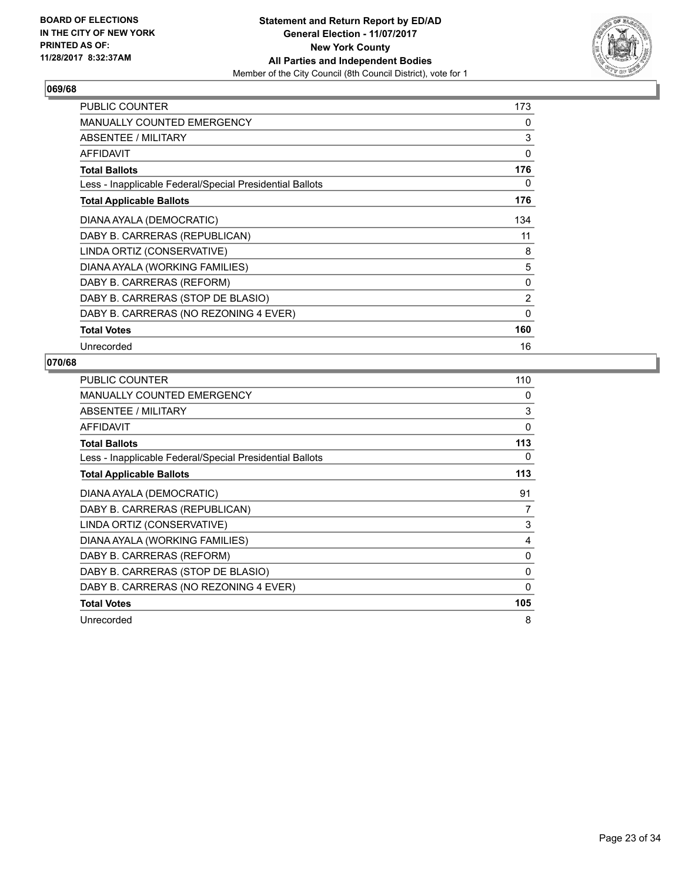**BOARD OF ELECTIONS IN THE CITY OF NEW YORK PRINTED AS OF: 11/28/2017 8:32:37AM**

**Statement and Return Report by ED/AD**
**General Election - 11/07/2017**
**New York County**
**All Parties and Independent Bodies**
Member of the City Council (8th Council District), vote for 1

## 069/68

| | |
|---|---|
| PUBLIC COUNTER | 173 |
| MANUALLY COUNTED EMERGENCY | 0 |
| ABSENTEE / MILITARY | 3 |
| AFFIDAVIT | 0 |
| **Total Ballots** | **176** |
| Less - Inapplicable Federal/Special Presidential Ballots | 0 |
| **Total Applicable Ballots** | **176** |
| DIANA AYALA (DEMOCRATIC) | 134 |
| DABY B. CARRERAS (REPUBLICAN) | 11 |
| LINDA ORTIZ (CONSERVATIVE) | 8 |
| DIANA AYALA (WORKING FAMILIES) | 5 |
| DABY B. CARRERAS (REFORM) | 0 |
| DABY B. CARRERAS (STOP DE BLASIO) | 2 |
| DABY B. CARRERAS (NO REZONING 4 EVER) | 0 |
| **Total Votes** | **160** |
| Unrecorded | 16 |

## 070/68

| | |
|---|---|
| PUBLIC COUNTER | 110 |
| MANUALLY COUNTED EMERGENCY | 0 |
| ABSENTEE / MILITARY | 3 |
| AFFIDAVIT | 0 |
| **Total Ballots** | **113** |
| Less - Inapplicable Federal/Special Presidential Ballots | 0 |
| **Total Applicable Ballots** | **113** |
| DIANA AYALA (DEMOCRATIC) | 91 |
| DABY B. CARRERAS (REPUBLICAN) | 7 |
| LINDA ORTIZ (CONSERVATIVE) | 3 |
| DIANA AYALA (WORKING FAMILIES) | 4 |
| DABY B. CARRERAS (REFORM) | 0 |
| DABY B. CARRERAS (STOP DE BLASIO) | 0 |
| DABY B. CARRERAS (NO REZONING 4 EVER) | 0 |
| **Total Votes** | **105** |
| Unrecorded | 8 |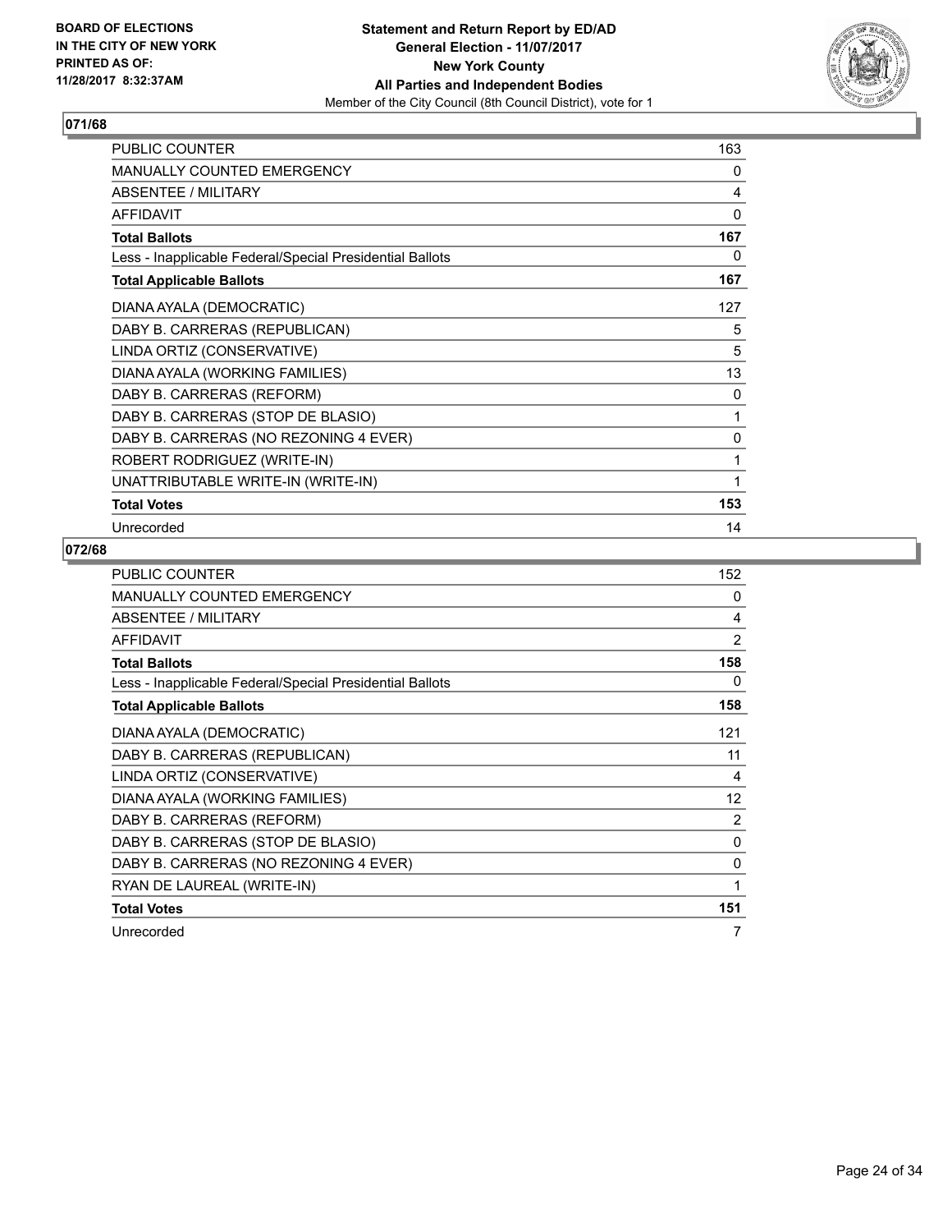## 071/68

| | |
|---|---|
| PUBLIC COUNTER | 163 |
| MANUALLY COUNTED EMERGENCY | 0 |
| ABSENTEE / MILITARY | 4 |
| AFFIDAVIT | 0 |
| **Total Ballots** | **167** |
| Less - Inapplicable Federal/Special Presidential Ballots | 0 |
| **Total Applicable Ballots** | **167** |
| DIANA AYALA (DEMOCRATIC) | 127 |
| DABY B. CARRERAS (REPUBLICAN) | 5 |
| LINDA ORTIZ (CONSERVATIVE) | 5 |
| DIANA AYALA (WORKING FAMILIES) | 13 |
| DABY B. CARRERAS (REFORM) | 0 |
| DABY B. CARRERAS (STOP DE BLASIO) | 1 |
| DABY B. CARRERAS (NO REZONING 4 EVER) | 0 |
| ROBERT RODRIGUEZ (WRITE-IN) | 1 |
| UNATTRIBUTABLE WRITE-IN (WRITE-IN) | 1 |
| **Total Votes** | **153** |
| Unrecorded | 14 |

## 072/68

| | |
|---|---|
| PUBLIC COUNTER | 152 |
| MANUALLY COUNTED EMERGENCY | 0 |
| ABSENTEE / MILITARY | 4 |
| AFFIDAVIT | 2 |
| **Total Ballots** | **158** |
| Less - Inapplicable Federal/Special Presidential Ballots | 0 |
| **Total Applicable Ballots** | **158** |
| DIANA AYALA (DEMOCRATIC) | 121 |
| DABY B. CARRERAS (REPUBLICAN) | 11 |
| LINDA ORTIZ (CONSERVATIVE) | 4 |
| DIANA AYALA (WORKING FAMILIES) | 12 |
| DABY B. CARRERAS (REFORM) | 2 |
| DABY B. CARRERAS (STOP DE BLASIO) | 0 |
| DABY B. CARRERAS (NO REZONING 4 EVER) | 0 |
| RYAN DE LAUREAL (WRITE-IN) | 1 |
| **Total Votes** | **151** |
| Unrecorded | 7 |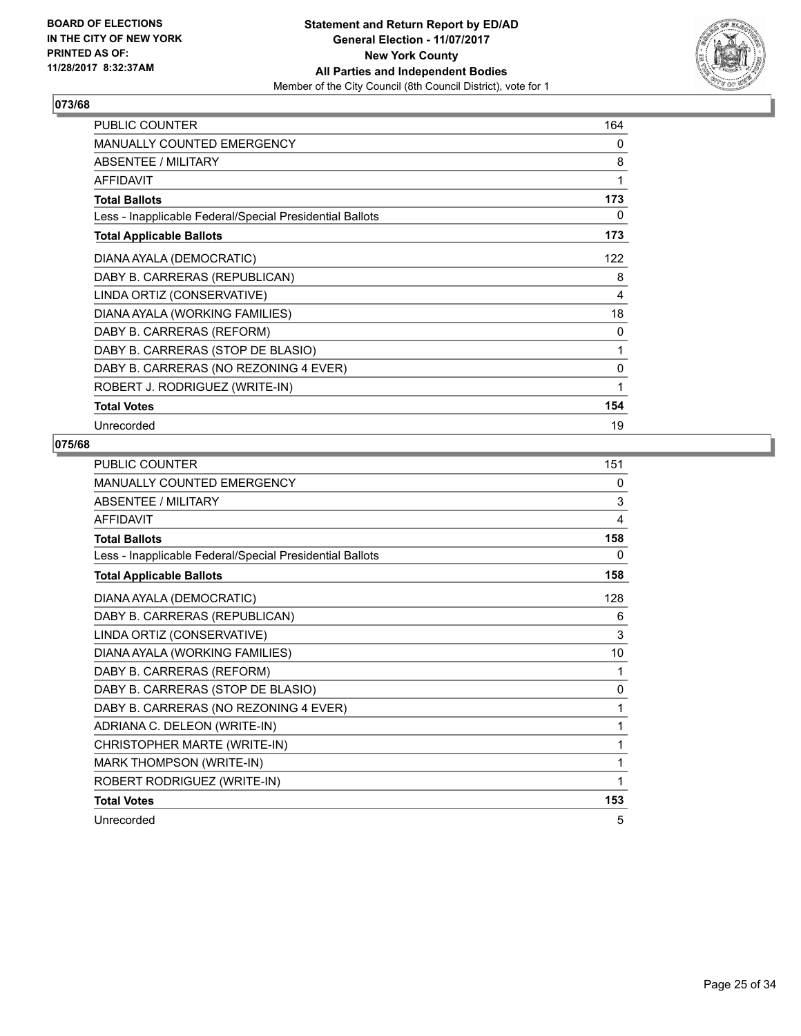**BOARD OF ELECTIONS IN THE CITY OF NEW YORK PRINTED AS OF: 11/28/2017 8:32:37AM**

**Statement and Return Report by ED/AD**
**General Election - 11/07/2017**
**New York County**
**All Parties and Independent Bodies**
Member of the City Council (8th Council District), vote for 1

## 073/68

| | |
|---|---|
| PUBLIC COUNTER | 164 |
| MANUALLY COUNTED EMERGENCY | 0 |
| ABSENTEE / MILITARY | 8 |
| AFFIDAVIT | 1 |
| **Total Ballots** | **173** |
| Less - Inapplicable Federal/Special Presidential Ballots | 0 |
| **Total Applicable Ballots** | **173** |
| DIANA AYALA (DEMOCRATIC) | 122 |
| DABY B. CARRERAS (REPUBLICAN) | 8 |
| LINDA ORTIZ (CONSERVATIVE) | 4 |
| DIANA AYALA (WORKING FAMILIES) | 18 |
| DABY B. CARRERAS (REFORM) | 0 |
| DABY B. CARRERAS (STOP DE BLASIO) | 1 |
| DABY B. CARRERAS (NO REZONING 4 EVER) | 0 |
| ROBERT J. RODRIGUEZ (WRITE-IN) | 1 |
| **Total Votes** | **154** |
| Unrecorded | 19 |

## 075/68

| | |
|---|---|
| PUBLIC COUNTER | 151 |
| MANUALLY COUNTED EMERGENCY | 0 |
| ABSENTEE / MILITARY | 3 |
| AFFIDAVIT | 4 |
| **Total Ballots** | **158** |
| Less - Inapplicable Federal/Special Presidential Ballots | 0 |
| **Total Applicable Ballots** | **158** |
| DIANA AYALA (DEMOCRATIC) | 128 |
| DABY B. CARRERAS (REPUBLICAN) | 6 |
| LINDA ORTIZ (CONSERVATIVE) | 3 |
| DIANA AYALA (WORKING FAMILIES) | 10 |
| DABY B. CARRERAS (REFORM) | 1 |
| DABY B. CARRERAS (STOP DE BLASIO) | 0 |
| DABY B. CARRERAS (NO REZONING 4 EVER) | 1 |
| ADRIANA C. DELEON (WRITE-IN) | 1 |
| CHRISTOPHER MARTE (WRITE-IN) | 1 |
| MARK THOMPSON (WRITE-IN) | 1 |
| ROBERT RODRIGUEZ (WRITE-IN) | 1 |
| **Total Votes** | **153** |
| Unrecorded | 5 |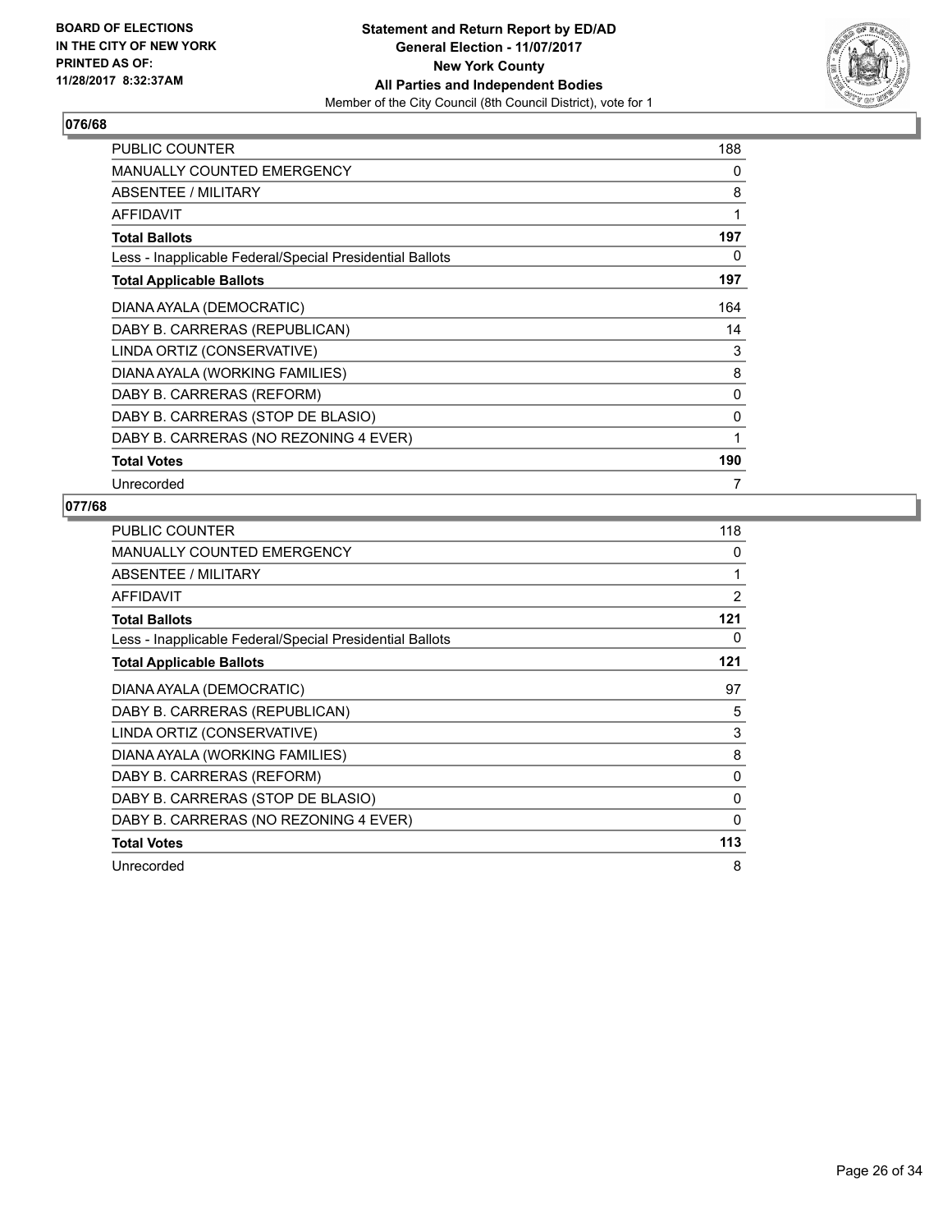**BOARD OF ELECTIONS IN THE CITY OF NEW YORK PRINTED AS OF: 11/28/2017 8:32:37AM**

**Statement and Return Report by ED/AD**
**General Election - 11/07/2017**
**New York County**
**All Parties and Independent Bodies**
Member of the City Council (8th Council District), vote for 1

### 076/68

| | |
|---|---|
| PUBLIC COUNTER | 188 |
| MANUALLY COUNTED EMERGENCY | 0 |
| ABSENTEE / MILITARY | 8 |
| AFFIDAVIT | 1 |
| **Total Ballots** | **197** |
| Less - Inapplicable Federal/Special Presidential Ballots | 0 |
| **Total Applicable Ballots** | **197** |
| DIANA AYALA (DEMOCRATIC) | 164 |
| DABY B. CARRERAS (REPUBLICAN) | 14 |
| LINDA ORTIZ (CONSERVATIVE) | 3 |
| DIANA AYALA (WORKING FAMILIES) | 8 |
| DABY B. CARRERAS (REFORM) | 0 |
| DABY B. CARRERAS (STOP DE BLASIO) | 0 |
| DABY B. CARRERAS (NO REZONING 4 EVER) | 1 |
| **Total Votes** | **190** |
| Unrecorded | 7 |

### 077/68

| | |
|---|---|
| PUBLIC COUNTER | 118 |
| MANUALLY COUNTED EMERGENCY | 0 |
| ABSENTEE / MILITARY | 1 |
| AFFIDAVIT | 2 |
| **Total Ballots** | **121** |
| Less - Inapplicable Federal/Special Presidential Ballots | 0 |
| **Total Applicable Ballots** | **121** |
| DIANA AYALA (DEMOCRATIC) | 97 |
| DABY B. CARRERAS (REPUBLICAN) | 5 |
| LINDA ORTIZ (CONSERVATIVE) | 3 |
| DIANA AYALA (WORKING FAMILIES) | 8 |
| DABY B. CARRERAS (REFORM) | 0 |
| DABY B. CARRERAS (STOP DE BLASIO) | 0 |
| DABY B. CARRERAS (NO REZONING 4 EVER) | 0 |
| **Total Votes** | **113** |
| Unrecorded | 8 |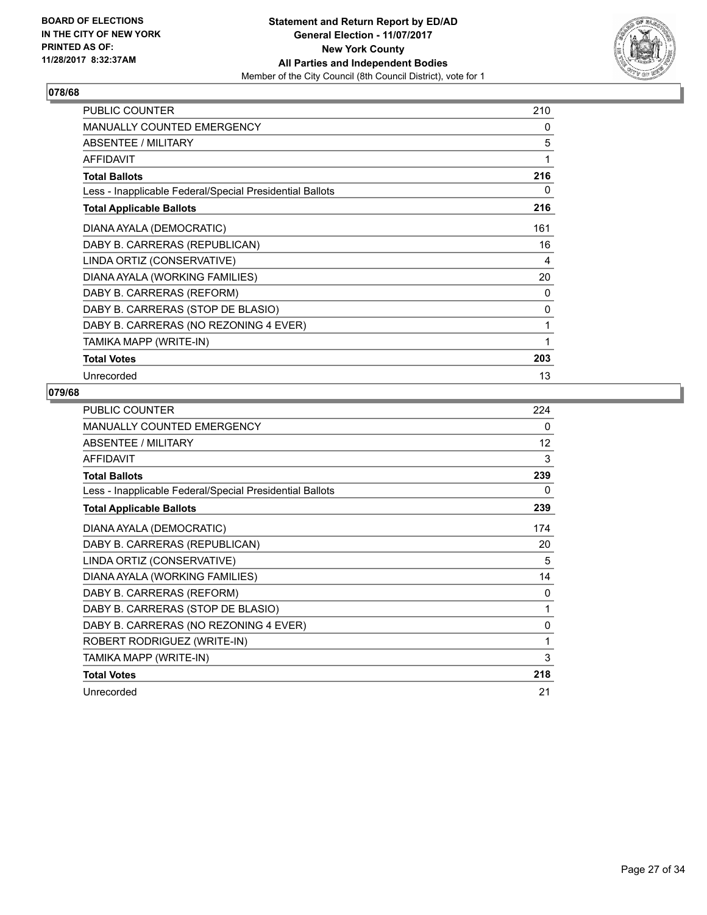**Statement and Return Report by ED/AD**
**General Election - 11/07/2017**
**New York County**
**All Parties and Independent Bodies**
Member of the City Council (8th Council District), vote for 1

BOARD OF ELECTIONS IN THE CITY OF NEW YORK PRINTED AS OF: 11/28/2017 8:32:37AM

### 078/68

| | |
|---|---|
| PUBLIC COUNTER | 210 |
| MANUALLY COUNTED EMERGENCY | 0 |
| ABSENTEE / MILITARY | 5 |
| AFFIDAVIT | 1 |
| **Total Ballots** | **216** |
| Less - Inapplicable Federal/Special Presidential Ballots | 0 |
| **Total Applicable Ballots** | **216** |
| DIANA AYALA (DEMOCRATIC) | 161 |
| DABY B. CARRERAS (REPUBLICAN) | 16 |
| LINDA ORTIZ (CONSERVATIVE) | 4 |
| DIANA AYALA (WORKING FAMILIES) | 20 |
| DABY B. CARRERAS (REFORM) | 0 |
| DABY B. CARRERAS (STOP DE BLASIO) | 0 |
| DABY B. CARRERAS (NO REZONING 4 EVER) | 1 |
| TAMIKA MAPP (WRITE-IN) | 1 |
| **Total Votes** | **203** |
| Unrecorded | 13 |

### 079/68

| | |
|---|---|
| PUBLIC COUNTER | 224 |
| MANUALLY COUNTED EMERGENCY | 0 |
| ABSENTEE / MILITARY | 12 |
| AFFIDAVIT | 3 |
| **Total Ballots** | **239** |
| Less - Inapplicable Federal/Special Presidential Ballots | 0 |
| **Total Applicable Ballots** | **239** |
| DIANA AYALA (DEMOCRATIC) | 174 |
| DABY B. CARRERAS (REPUBLICAN) | 20 |
| LINDA ORTIZ (CONSERVATIVE) | 5 |
| DIANA AYALA (WORKING FAMILIES) | 14 |
| DABY B. CARRERAS (REFORM) | 0 |
| DABY B. CARRERAS (STOP DE BLASIO) | 1 |
| DABY B. CARRERAS (NO REZONING 4 EVER) | 0 |
| ROBERT RODRIGUEZ (WRITE-IN) | 1 |
| TAMIKA MAPP (WRITE-IN) | 3 |
| **Total Votes** | **218** |
| Unrecorded | 21 |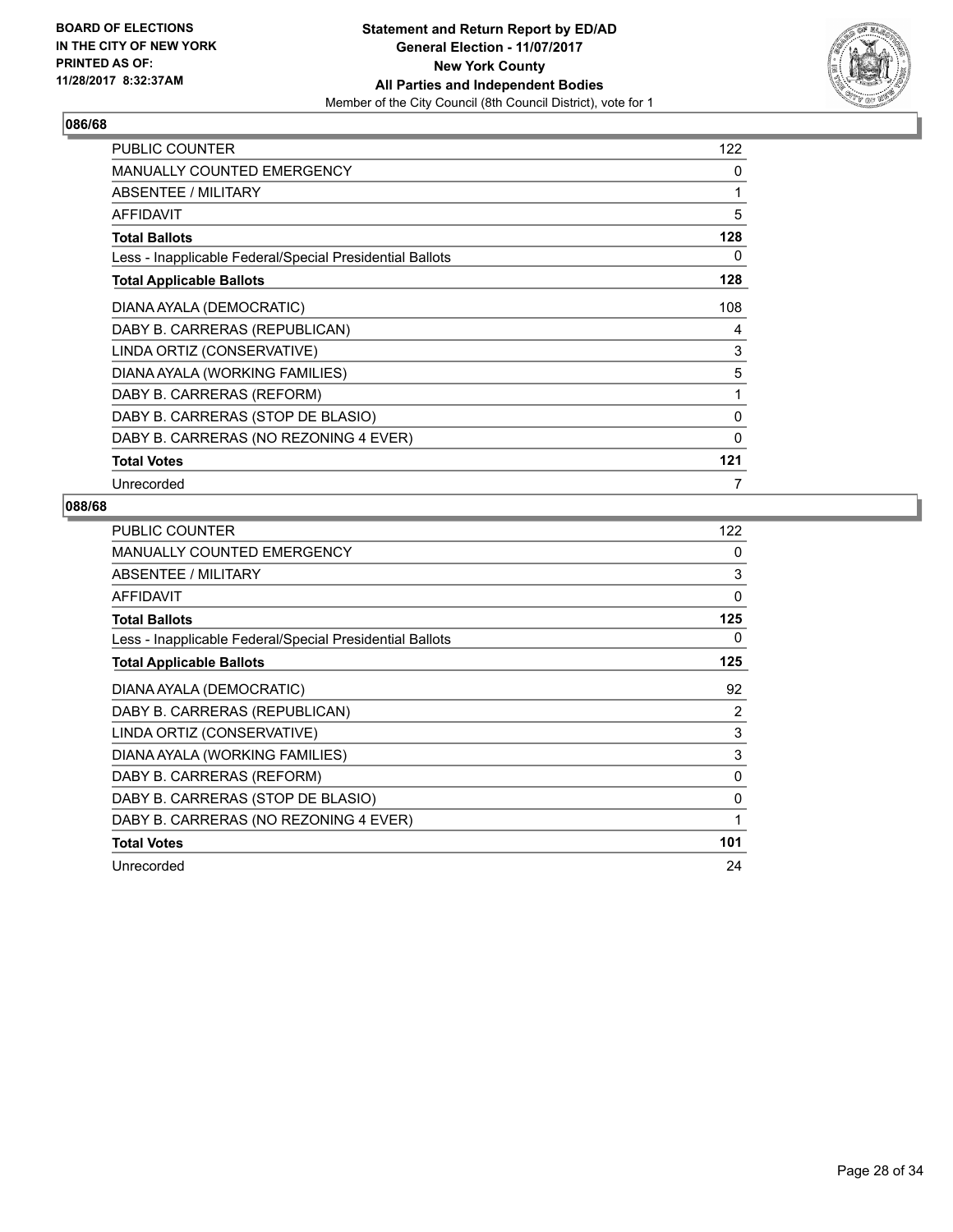**BOARD OF ELECTIONS IN THE CITY OF NEW YORK PRINTED AS OF: 11/28/2017 8:32:37AM**

**Statement and Return Report by ED/AD General Election - 11/07/2017 New York County All Parties and Independent Bodies**

Member of the City Council (8th Council District), vote for 1

## 086/68

| | |
|---|---|
| PUBLIC COUNTER | 122 |
| MANUALLY COUNTED EMERGENCY | 0 |
| ABSENTEE / MILITARY | 1 |
| AFFIDAVIT | 5 |
| **Total Ballots** | **128** |
| Less - Inapplicable Federal/Special Presidential Ballots | 0 |
| **Total Applicable Ballots** | **128** |
| DIANA AYALA (DEMOCRATIC) | 108 |
| DABY B. CARRERAS (REPUBLICAN) | 4 |
| LINDA ORTIZ (CONSERVATIVE) | 3 |
| DIANA AYALA (WORKING FAMILIES) | 5 |
| DABY B. CARRERAS (REFORM) | 1 |
| DABY B. CARRERAS (STOP DE BLASIO) | 0 |
| DABY B. CARRERAS (NO REZONING 4 EVER) | 0 |
| **Total Votes** | **121** |
| Unrecorded | 7 |

## 088/68

| | |
|---|---|
| PUBLIC COUNTER | 122 |
| MANUALLY COUNTED EMERGENCY | 0 |
| ABSENTEE / MILITARY | 3 |
| AFFIDAVIT | 0 |
| **Total Ballots** | **125** |
| Less - Inapplicable Federal/Special Presidential Ballots | 0 |
| **Total Applicable Ballots** | **125** |
| DIANA AYALA (DEMOCRATIC) | 92 |
| DABY B. CARRERAS (REPUBLICAN) | 2 |
| LINDA ORTIZ (CONSERVATIVE) | 3 |
| DIANA AYALA (WORKING FAMILIES) | 3 |
| DABY B. CARRERAS (REFORM) | 0 |
| DABY B. CARRERAS (STOP DE BLASIO) | 0 |
| DABY B. CARRERAS (NO REZONING 4 EVER) | 1 |
| **Total Votes** | **101** |
| Unrecorded | 24 |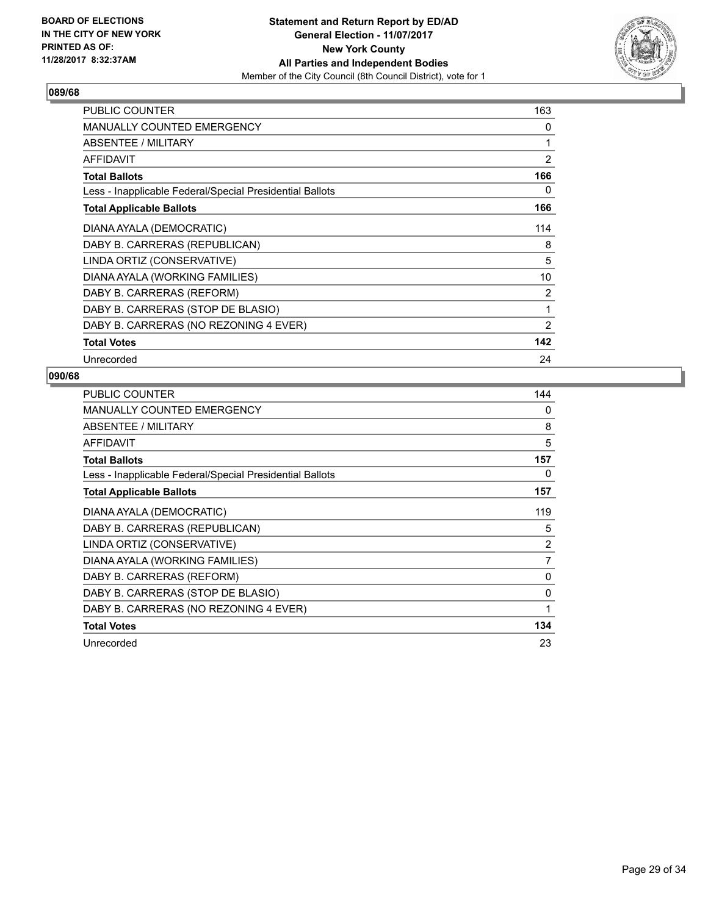**BOARD OF ELECTIONS IN THE CITY OF NEW YORK PRINTED AS OF: 11/28/2017 8:32:37AM**

**Statement and Return Report by ED/AD**
**General Election - 11/07/2017**
**New York County**
**All Parties and Independent Bodies**
Member of the City Council (8th Council District), vote for 1

### 089/68

| | |
|---|---|
| PUBLIC COUNTER | 163 |
| MANUALLY COUNTED EMERGENCY | 0 |
| ABSENTEE / MILITARY | 1 |
| AFFIDAVIT | 2 |
| **Total Ballots** | **166** |
| Less - Inapplicable Federal/Special Presidential Ballots | 0 |
| **Total Applicable Ballots** | **166** |
| DIANA AYALA (DEMOCRATIC) | 114 |
| DABY B. CARRERAS (REPUBLICAN) | 8 |
| LINDA ORTIZ (CONSERVATIVE) | 5 |
| DIANA AYALA (WORKING FAMILIES) | 10 |
| DABY B. CARRERAS (REFORM) | 2 |
| DABY B. CARRERAS (STOP DE BLASIO) | 1 |
| DABY B. CARRERAS (NO REZONING 4 EVER) | 2 |
| **Total Votes** | **142** |
| Unrecorded | 24 |

### 090/68

| | |
|---|---|
| PUBLIC COUNTER | 144 |
| MANUALLY COUNTED EMERGENCY | 0 |
| ABSENTEE / MILITARY | 8 |
| AFFIDAVIT | 5 |
| **Total Ballots** | **157** |
| Less - Inapplicable Federal/Special Presidential Ballots | 0 |
| **Total Applicable Ballots** | **157** |
| DIANA AYALA (DEMOCRATIC) | 119 |
| DABY B. CARRERAS (REPUBLICAN) | 5 |
| LINDA ORTIZ (CONSERVATIVE) | 2 |
| DIANA AYALA (WORKING FAMILIES) | 7 |
| DABY B. CARRERAS (REFORM) | 0 |
| DABY B. CARRERAS (STOP DE BLASIO) | 0 |
| DABY B. CARRERAS (NO REZONING 4 EVER) | 1 |
| **Total Votes** | **134** |
| Unrecorded | 23 |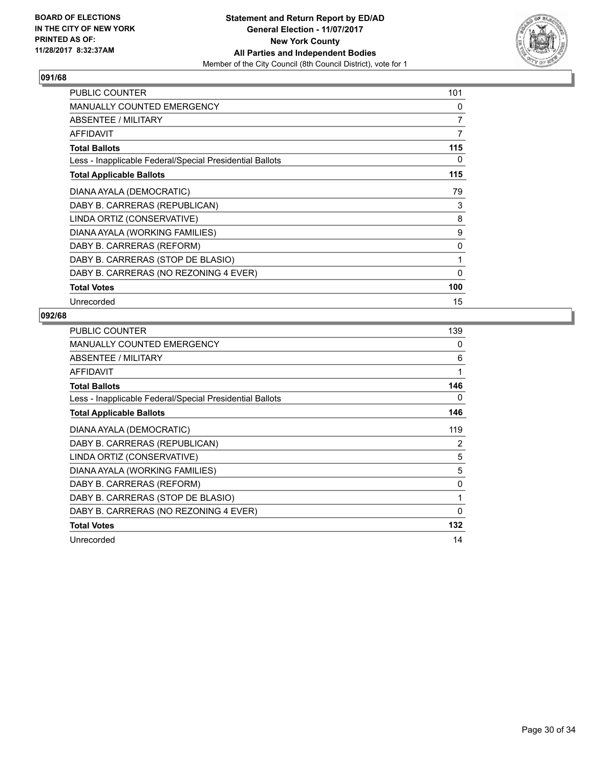**BOARD OF ELECTIONS IN THE CITY OF NEW YORK PRINTED AS OF: 11/28/2017 8:32:37AM**

**Statement and Return Report by ED/AD General Election - 11/07/2017 New York County All Parties and Independent Bodies**
Member of the City Council (8th Council District), vote for 1

### 091/68

| | |
|---|---|
| PUBLIC COUNTER | 101 |
| MANUALLY COUNTED EMERGENCY | 0 |
| ABSENTEE / MILITARY | 7 |
| AFFIDAVIT | 7 |
| **Total Ballots** | **115** |
| Less - Inapplicable Federal/Special Presidential Ballots | 0 |
| **Total Applicable Ballots** | **115** |
| DIANA AYALA (DEMOCRATIC) | 79 |
| DABY B. CARRERAS (REPUBLICAN) | 3 |
| LINDA ORTIZ (CONSERVATIVE) | 8 |
| DIANA AYALA (WORKING FAMILIES) | 9 |
| DABY B. CARRERAS (REFORM) | 0 |
| DABY B. CARRERAS (STOP DE BLASIO) | 1 |
| DABY B. CARRERAS (NO REZONING 4 EVER) | 0 |
| **Total Votes** | **100** |
| Unrecorded | 15 |

### 092/68

| | |
|---|---|
| PUBLIC COUNTER | 139 |
| MANUALLY COUNTED EMERGENCY | 0 |
| ABSENTEE / MILITARY | 6 |
| AFFIDAVIT | 1 |
| **Total Ballots** | **146** |
| Less - Inapplicable Federal/Special Presidential Ballots | 0 |
| **Total Applicable Ballots** | **146** |
| DIANA AYALA (DEMOCRATIC) | 119 |
| DABY B. CARRERAS (REPUBLICAN) | 2 |
| LINDA ORTIZ (CONSERVATIVE) | 5 |
| DIANA AYALA (WORKING FAMILIES) | 5 |
| DABY B. CARRERAS (REFORM) | 0 |
| DABY B. CARRERAS (STOP DE BLASIO) | 1 |
| DABY B. CARRERAS (NO REZONING 4 EVER) | 0 |
| **Total Votes** | **132** |
| Unrecorded | 14 |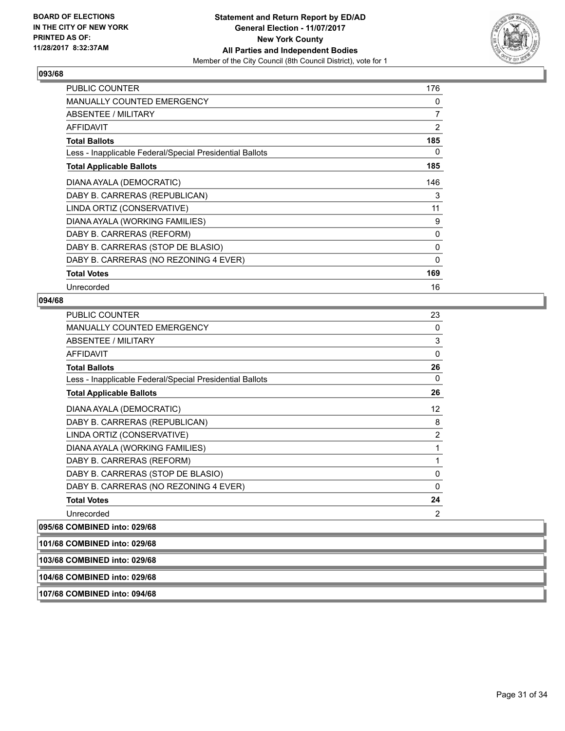**Statement and Return Report by ED/AD**
**General Election - 11/07/2017**
**New York County**
**All Parties and Independent Bodies**
Member of the City Council (8th Council District), vote for 1

BOARD OF ELECTIONS IN THE CITY OF NEW YORK PRINTED AS OF: 11/28/2017 8:32:37AM

### 093/68

| | |
|---|---|
| PUBLIC COUNTER | 176 |
| MANUALLY COUNTED EMERGENCY | 0 |
| ABSENTEE / MILITARY | 7 |
| AFFIDAVIT | 2 |
| **Total Ballots** | **185** |
| Less - Inapplicable Federal/Special Presidential Ballots | 0 |
| **Total Applicable Ballots** | **185** |
| DIANA AYALA (DEMOCRATIC) | 146 |
| DABY B. CARRERAS (REPUBLICAN) | 3 |
| LINDA ORTIZ (CONSERVATIVE) | 11 |
| DIANA AYALA (WORKING FAMILIES) | 9 |
| DABY B. CARRERAS (REFORM) | 0 |
| DABY B. CARRERAS (STOP DE BLASIO) | 0 |
| DABY B. CARRERAS (NO REZONING 4 EVER) | 0 |
| **Total Votes** | **169** |
| Unrecorded | 16 |

### 094/68

| | |
|---|---|
| PUBLIC COUNTER | 23 |
| MANUALLY COUNTED EMERGENCY | 0 |
| ABSENTEE / MILITARY | 3 |
| AFFIDAVIT | 0 |
| **Total Ballots** | **26** |
| Less - Inapplicable Federal/Special Presidential Ballots | 0 |
| **Total Applicable Ballots** | **26** |
| DIANA AYALA (DEMOCRATIC) | 12 |
| DABY B. CARRERAS (REPUBLICAN) | 8 |
| LINDA ORTIZ (CONSERVATIVE) | 2 |
| DIANA AYALA (WORKING FAMILIES) | 1 |
| DABY B. CARRERAS (REFORM) | 1 |
| DABY B. CARRERAS (STOP DE BLASIO) | 0 |
| DABY B. CARRERAS (NO REZONING 4 EVER) | 0 |
| **Total Votes** | **24** |
| Unrecorded | 2 |

**095/68 COMBINED into: 029/68**

**101/68 COMBINED into: 029/68**

**103/68 COMBINED into: 029/68**

**104/68 COMBINED into: 029/68**

**107/68 COMBINED into: 094/68**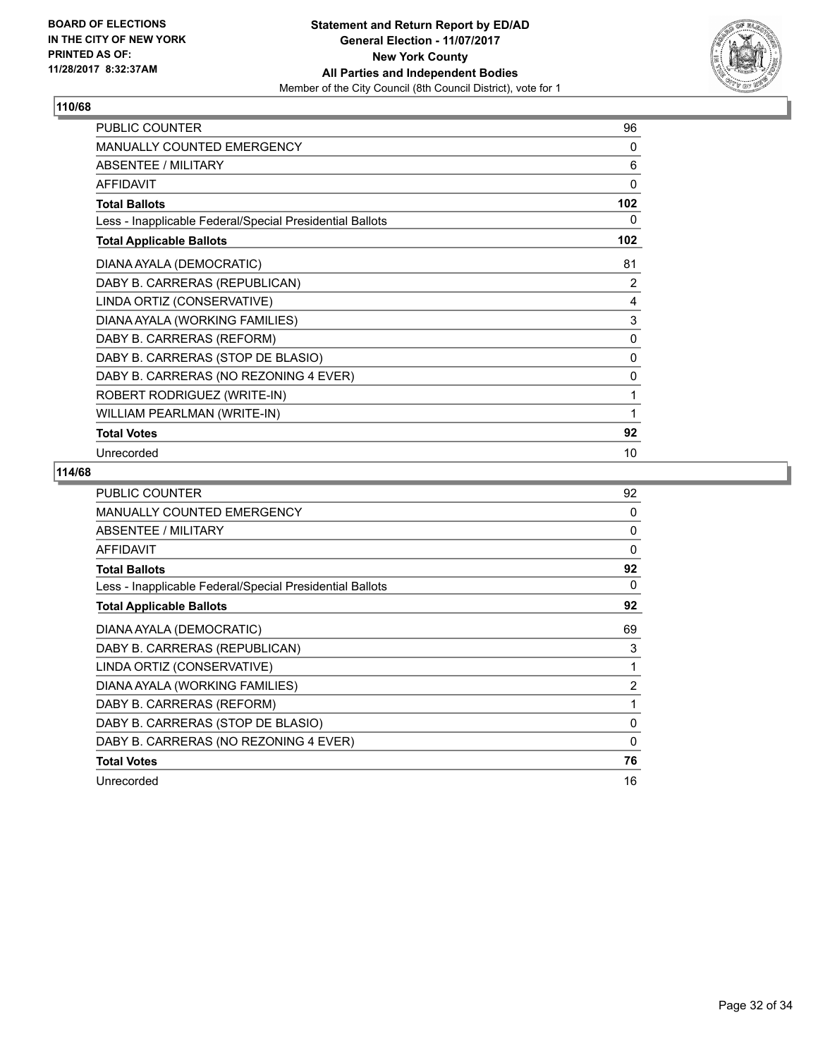**BOARD OF ELECTIONS IN THE CITY OF NEW YORK PRINTED AS OF: 11/28/2017 8:32:37AM**

**Statement and Return Report by ED/AD General Election - 11/07/2017 New York County All Parties and Independent Bodies**
Member of the City Council (8th Council District), vote for 1

## 110/68

| | |
|---|---|
| PUBLIC COUNTER | 96 |
| MANUALLY COUNTED EMERGENCY | 0 |
| ABSENTEE / MILITARY | 6 |
| AFFIDAVIT | 0 |
| **Total Ballots** | **102** |
| Less - Inapplicable Federal/Special Presidential Ballots | 0 |
| **Total Applicable Ballots** | **102** |
| DIANA AYALA (DEMOCRATIC) | 81 |
| DABY B. CARRERAS (REPUBLICAN) | 2 |
| LINDA ORTIZ (CONSERVATIVE) | 4 |
| DIANA AYALA (WORKING FAMILIES) | 3 |
| DABY B. CARRERAS (REFORM) | 0 |
| DABY B. CARRERAS (STOP DE BLASIO) | 0 |
| DABY B. CARRERAS (NO REZONING 4 EVER) | 0 |
| ROBERT RODRIGUEZ (WRITE-IN) | 1 |
| WILLIAM PEARLMAN (WRITE-IN) | 1 |
| **Total Votes** | **92** |
| Unrecorded | 10 |

## 114/68

| | |
|---|---|
| PUBLIC COUNTER | 92 |
| MANUALLY COUNTED EMERGENCY | 0 |
| ABSENTEE / MILITARY | 0 |
| AFFIDAVIT | 0 |
| **Total Ballots** | **92** |
| Less - Inapplicable Federal/Special Presidential Ballots | 0 |
| **Total Applicable Ballots** | **92** |
| DIANA AYALA (DEMOCRATIC) | 69 |
| DABY B. CARRERAS (REPUBLICAN) | 3 |
| LINDA ORTIZ (CONSERVATIVE) | 1 |
| DIANA AYALA (WORKING FAMILIES) | 2 |
| DABY B. CARRERAS (REFORM) | 1 |
| DABY B. CARRERAS (STOP DE BLASIO) | 0 |
| DABY B. CARRERAS (NO REZONING 4 EVER) | 0 |
| **Total Votes** | **76** |
| Unrecorded | 16 |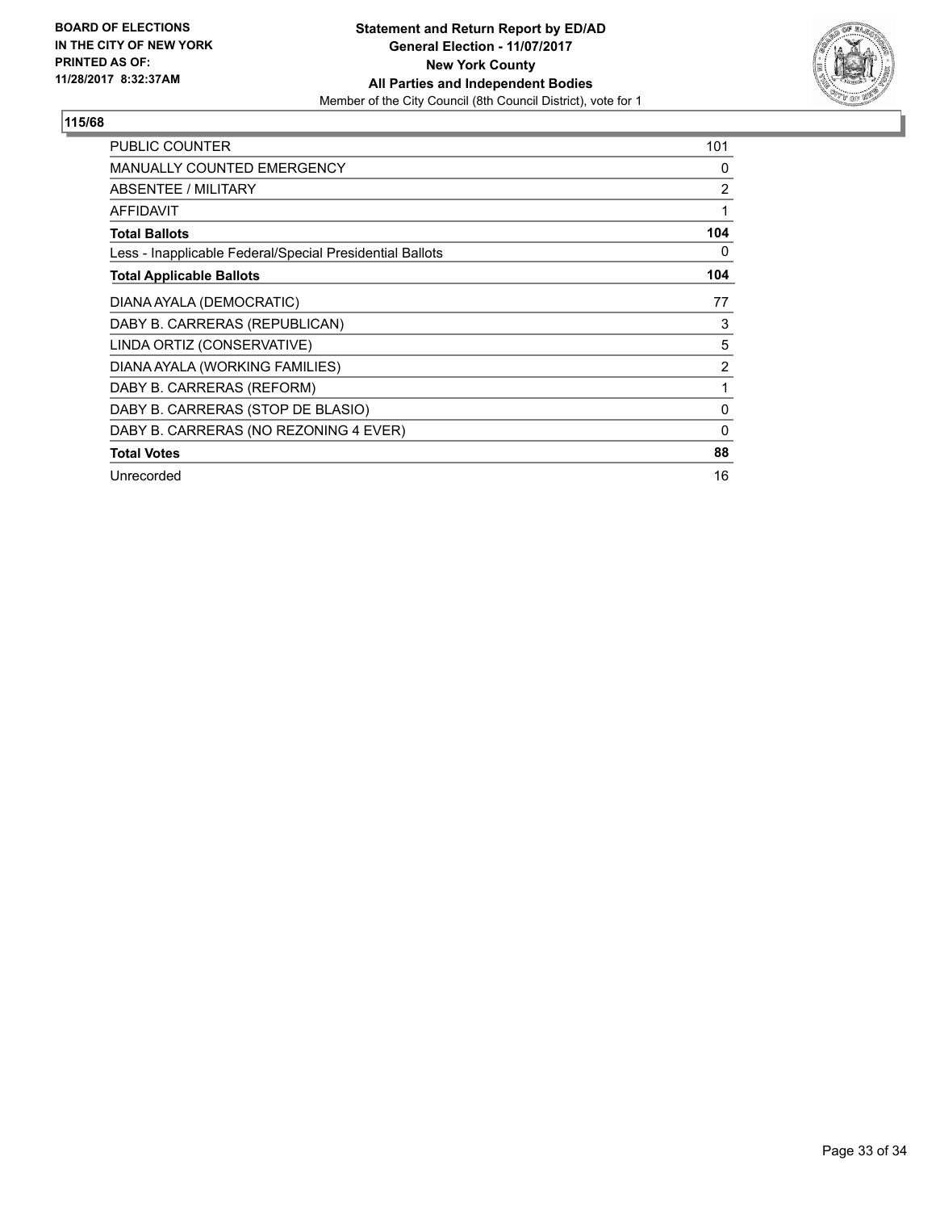BOARD OF ELECTIONS
IN THE CITY OF NEW YORK
PRINTED AS OF:
11/28/2017 8:32:37AM

**Statement and Return Report by ED/AD**
**General Election - 11/07/2017**
**New York County**
**All Parties and Independent Bodies**
Member of the City Council (8th Council District), vote for 1

## 115/68

| | |
|---|---|
| PUBLIC COUNTER | 101 |
| MANUALLY COUNTED EMERGENCY | 0 |
| ABSENTEE / MILITARY | 2 |
| AFFIDAVIT | 1 |
| **Total Ballots** | **104** |
| Less - Inapplicable Federal/Special Presidential Ballots | 0 |
| **Total Applicable Ballots** | **104** |
| DIANA AYALA (DEMOCRATIC) | 77 |
| DABY B. CARRERAS (REPUBLICAN) | 3 |
| LINDA ORTIZ (CONSERVATIVE) | 5 |
| DIANA AYALA (WORKING FAMILIES) | 2 |
| DABY B. CARRERAS (REFORM) | 1 |
| DABY B. CARRERAS (STOP DE BLASIO) | 0 |
| DABY B. CARRERAS (NO REZONING 4 EVER) | 0 |
| **Total Votes** | **88** |
| Unrecorded | 16 |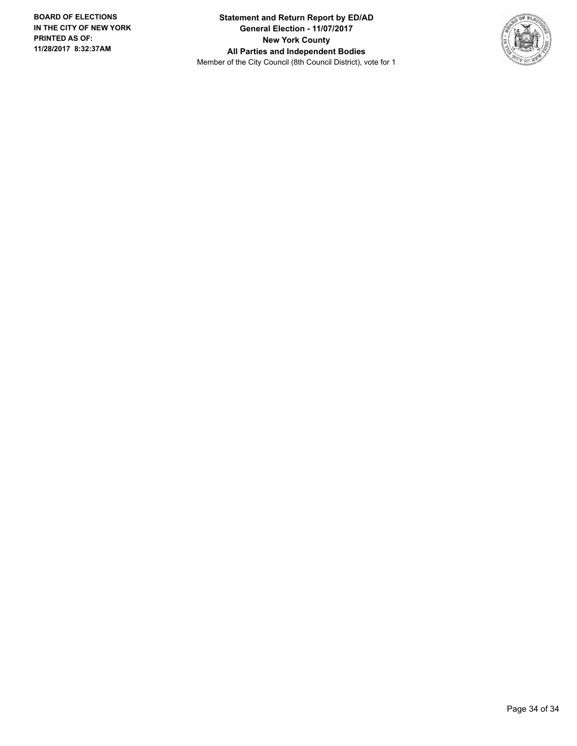**BOARD OF ELECTIONS IN THE CITY OF NEW YORK PRINTED AS OF: 11/28/2017 8:32:37AM**

**Statement and Return Report by ED/AD**
**General Election - 11/07/2017**
**New York County**
**All Parties and Independent Bodies**
Member of the City Council (8th Council District), vote for 1